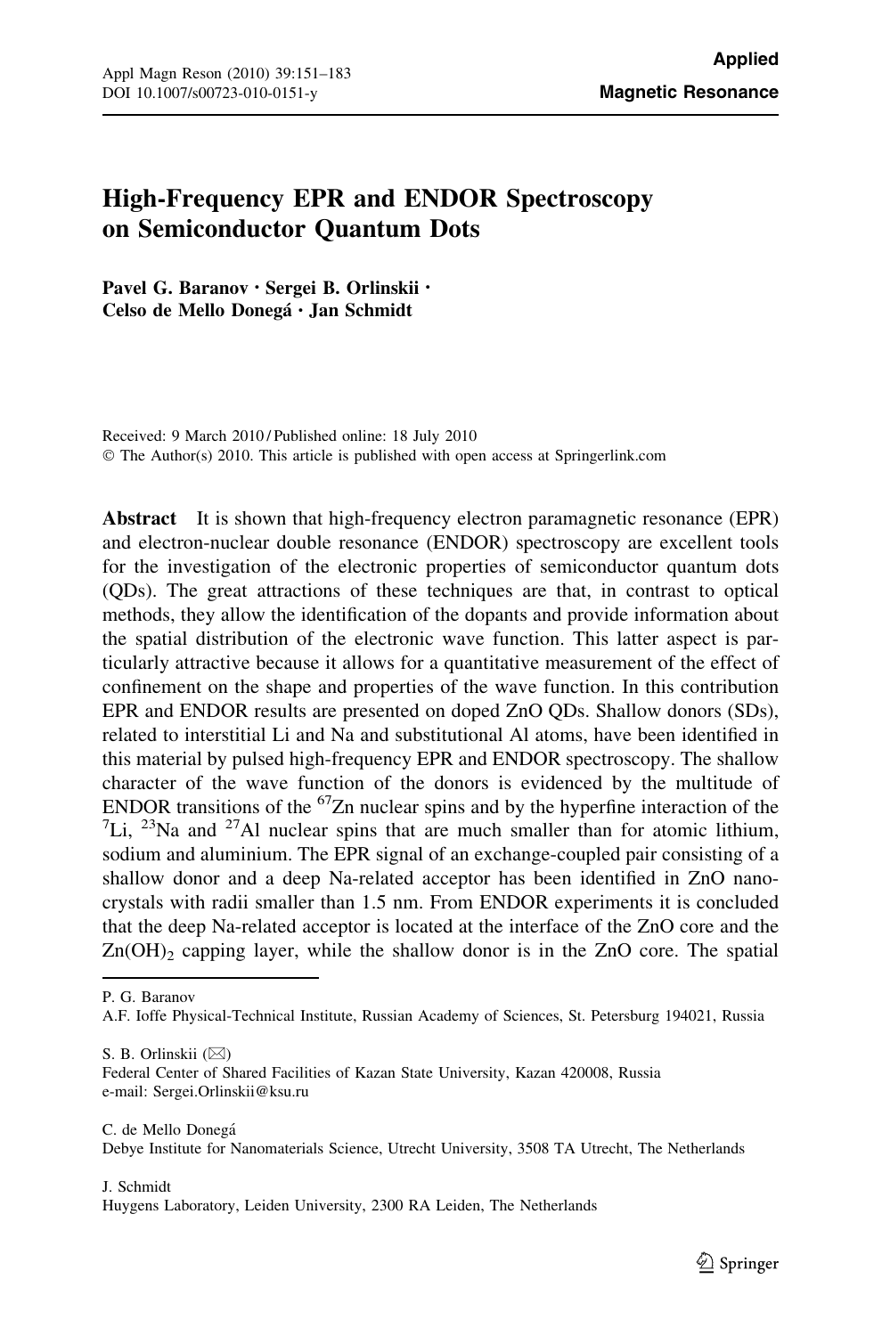# High-Frequency EPR and ENDOR Spectroscopy on Semiconductor Quantum Dots

**Pavel G. Baranov · Sergei B. Orlinskii · Celso de Mello Donegá · Jan Schmidt**

Received: 9 March 2010 / Published online: 18 July 2010
© The Author(s) 2010. This article is published with open access at Springerlink.com

**Abstract** It is shown that high-frequency electron paramagnetic resonance (EPR) and electron-nuclear double resonance (ENDOR) spectroscopy are excellent tools for the investigation of the electronic properties of semiconductor quantum dots (QDs). The great attractions of these techniques are that, in contrast to optical methods, they allow the identification of the dopants and provide information about the spatial distribution of the electronic wave function. This latter aspect is particularly attractive because it allows for a quantitative measurement of the effect of confinement on the shape and properties of the wave function. In this contribution EPR and ENDOR results are presented on doped ZnO QDs. Shallow donors (SDs), related to interstitial Li and Na and substitutional Al atoms, have been identified in this material by pulsed high-frequency EPR and ENDOR spectroscopy. The shallow character of the wave function of the donors is evidenced by the multitude of ENDOR transitions of the $^{67}$Zn nuclear spins and by the hyperfine interaction of the $^{7}$Li, $^{23}$Na and $^{27}$Al nuclear spins that are much smaller than for atomic lithium, sodium and aluminium. The EPR signal of an exchange-coupled pair consisting of a shallow donor and a deep Na-related acceptor has been identified in ZnO nanocrystals with radii smaller than 1.5 nm. From ENDOR experiments it is concluded that the deep Na-related acceptor is located at the interface of the ZnO core and the $Zn(OH)_2$ capping layer, while the shallow donor is in the ZnO core. The spatial

---

P. G. Baranov
A.F. Ioffe Physical-Technical Institute, Russian Academy of Sciences, St. Petersburg 194021, Russia

S. B. Orlinskii (✉)
Federal Center of Shared Facilities of Kazan State University, Kazan 420008, Russia
e-mail: Sergei.Orlinskii@ksu.ru

C. de Mello Donegá
Debye Institute for Nanomaterials Science, Utrecht University, 3508 TA Utrecht, The Netherlands

J. Schmidt
Huygens Laboratory, Leiden University, 2300 RA Leiden, The Netherlands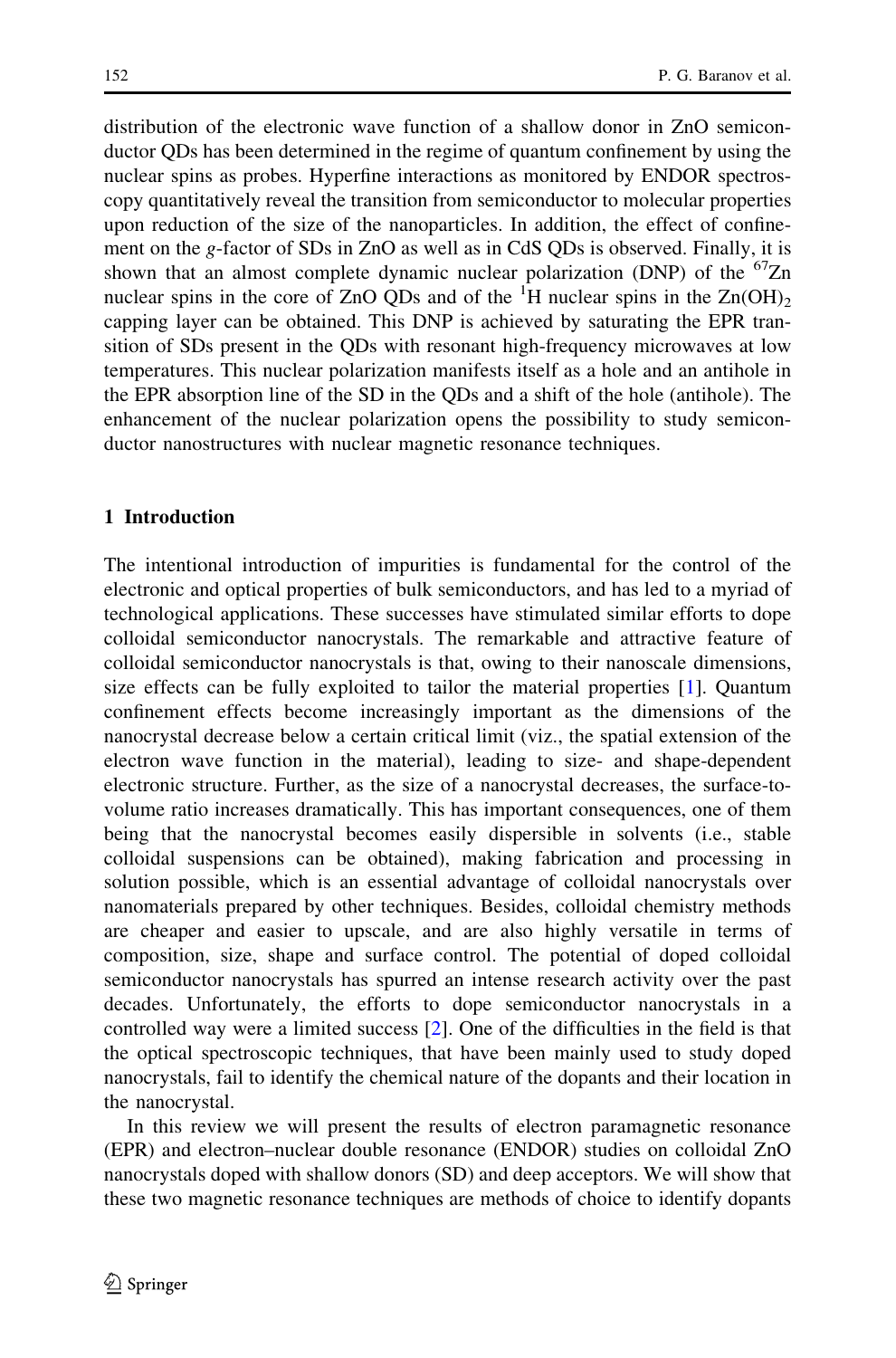distribution of the electronic wave function of a shallow donor in ZnO semiconductor QDs has been determined in the regime of quantum confinement by using the nuclear spins as probes. Hyperfine interactions as monitored by ENDOR spectroscopy quantitatively reveal the transition from semiconductor to molecular properties upon reduction of the size of the nanoparticles. In addition, the effect of confinement on the *g*-factor of SDs in ZnO as well as in CdS QDs is observed. Finally, it is shown that an almost complete dynamic nuclear polarization (DNP) of the $^{67}$Zn nuclear spins in the core of ZnO QDs and of the $^{1}$H nuclear spins in the $Zn(OH)_2$ capping layer can be obtained. This DNP is achieved by saturating the EPR transition of SDs present in the QDs with resonant high-frequency microwaves at low temperatures. This nuclear polarization manifests itself as a hole and an antihole in the EPR absorption line of the SD in the QDs and a shift of the hole (antihole). The enhancement of the nuclear polarization opens the possibility to study semiconductor nanostructures with nuclear magnetic resonance techniques.

## 1 Introduction

The intentional introduction of impurities is fundamental for the control of the electronic and optical properties of bulk semiconductors, and has led to a myriad of technological applications. These successes have stimulated similar efforts to dope colloidal semiconductor nanocrystals. The remarkable and attractive feature of colloidal semiconductor nanocrystals is that, owing to their nanoscale dimensions, size effects can be fully exploited to tailor the material properties [1]. Quantum confinement effects become increasingly important as the dimensions of the nanocrystal decrease below a certain critical limit (viz., the spatial extension of the electron wave function in the material), leading to size- and shape-dependent electronic structure. Further, as the size of a nanocrystal decreases, the surface-to-volume ratio increases dramatically. This has important consequences, one of them being that the nanocrystal becomes easily dispersible in solvents (i.e., stable colloidal suspensions can be obtained), making fabrication and processing in solution possible, which is an essential advantage of colloidal nanocrystals over nanomaterials prepared by other techniques. Besides, colloidal chemistry methods are cheaper and easier to upscale, and are also highly versatile in terms of composition, size, shape and surface control. The potential of doped colloidal semiconductor nanocrystals has spurred an intense research activity over the past decades. Unfortunately, the efforts to dope semiconductor nanocrystals in a controlled way were a limited success [2]. One of the difficulties in the field is that the optical spectroscopic techniques, that have been mainly used to study doped nanocrystals, fail to identify the chemical nature of the dopants and their location in the nanocrystal.

In this review we will present the results of electron paramagnetic resonance (EPR) and electron–nuclear double resonance (ENDOR) studies on colloidal ZnO nanocrystals doped with shallow donors (SD) and deep acceptors. We will show that these two magnetic resonance techniques are methods of choice to identify dopants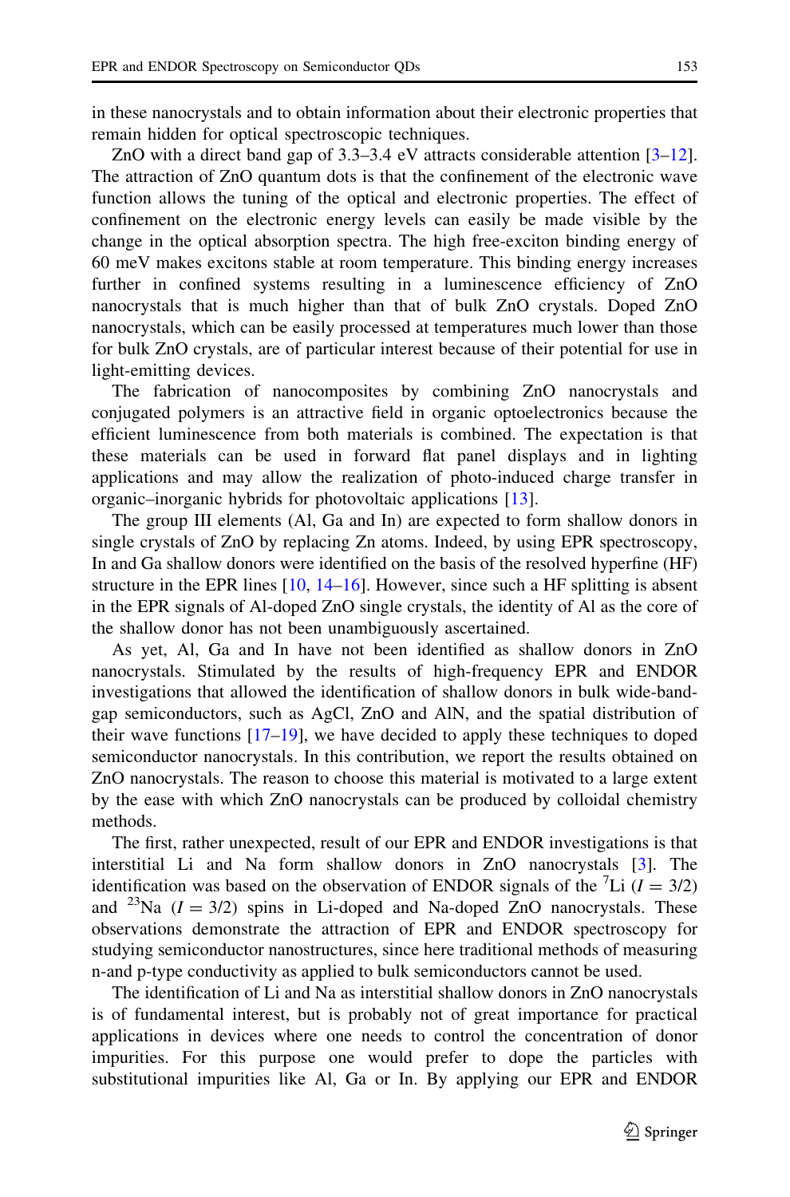in these nanocrystals and to obtain information about their electronic properties that remain hidden for optical spectroscopic techniques.

ZnO with a direct band gap of 3.3–3.4 eV attracts considerable attention [3–12]. The attraction of ZnO quantum dots is that the confinement of the electronic wave function allows the tuning of the optical and electronic properties. The effect of confinement on the electronic energy levels can easily be made visible by the change in the optical absorption spectra. The high free-exciton binding energy of 60 meV makes excitons stable at room temperature. This binding energy increases further in confined systems resulting in a luminescence efficiency of ZnO nanocrystals that is much higher than that of bulk ZnO crystals. Doped ZnO nanocrystals, which can be easily processed at temperatures much lower than those for bulk ZnO crystals, are of particular interest because of their potential for use in light-emitting devices.

The fabrication of nanocomposites by combining ZnO nanocrystals and conjugated polymers is an attractive field in organic optoelectronics because the efficient luminescence from both materials is combined. The expectation is that these materials can be used in forward flat panel displays and in lighting applications and may allow the realization of photo-induced charge transfer in organic–inorganic hybrids for photovoltaic applications [13].

The group III elements (Al, Ga and In) are expected to form shallow donors in single crystals of ZnO by replacing Zn atoms. Indeed, by using EPR spectroscopy, In and Ga shallow donors were identified on the basis of the resolved hyperfine (HF) structure in the EPR lines [10, 14–16]. However, since such a HF splitting is absent in the EPR signals of Al-doped ZnO single crystals, the identity of Al as the core of the shallow donor has not been unambiguously ascertained.

As yet, Al, Ga and In have not been identified as shallow donors in ZnO nanocrystals. Stimulated by the results of high-frequency EPR and ENDOR investigations that allowed the identification of shallow donors in bulk wide-band-gap semiconductors, such as AgCl, ZnO and AlN, and the spatial distribution of their wave functions [17–19], we have decided to apply these techniques to doped semiconductor nanocrystals. In this contribution, we report the results obtained on ZnO nanocrystals. The reason to choose this material is motivated to a large extent by the ease with which ZnO nanocrystals can be produced by colloidal chemistry methods.

The first, rather unexpected, result of our EPR and ENDOR investigations is that interstitial Li and Na form shallow donors in ZnO nanocrystals [3]. The identification was based on the observation of ENDOR signals of the $^{7}$Li ($I = 3/2$) and $^{23}$Na ($I = 3/2$) spins in Li-doped and Na-doped ZnO nanocrystals. These observations demonstrate the attraction of EPR and ENDOR spectroscopy for studying semiconductor nanostructures, since here traditional methods of measuring n-and p-type conductivity as applied to bulk semiconductors cannot be used.

The identification of Li and Na as interstitial shallow donors in ZnO nanocrystals is of fundamental interest, but is probably not of great importance for practical applications in devices where one needs to control the concentration of donor impurities. For this purpose one would prefer to dope the particles with substitutional impurities like Al, Ga or In. By applying our EPR and ENDOR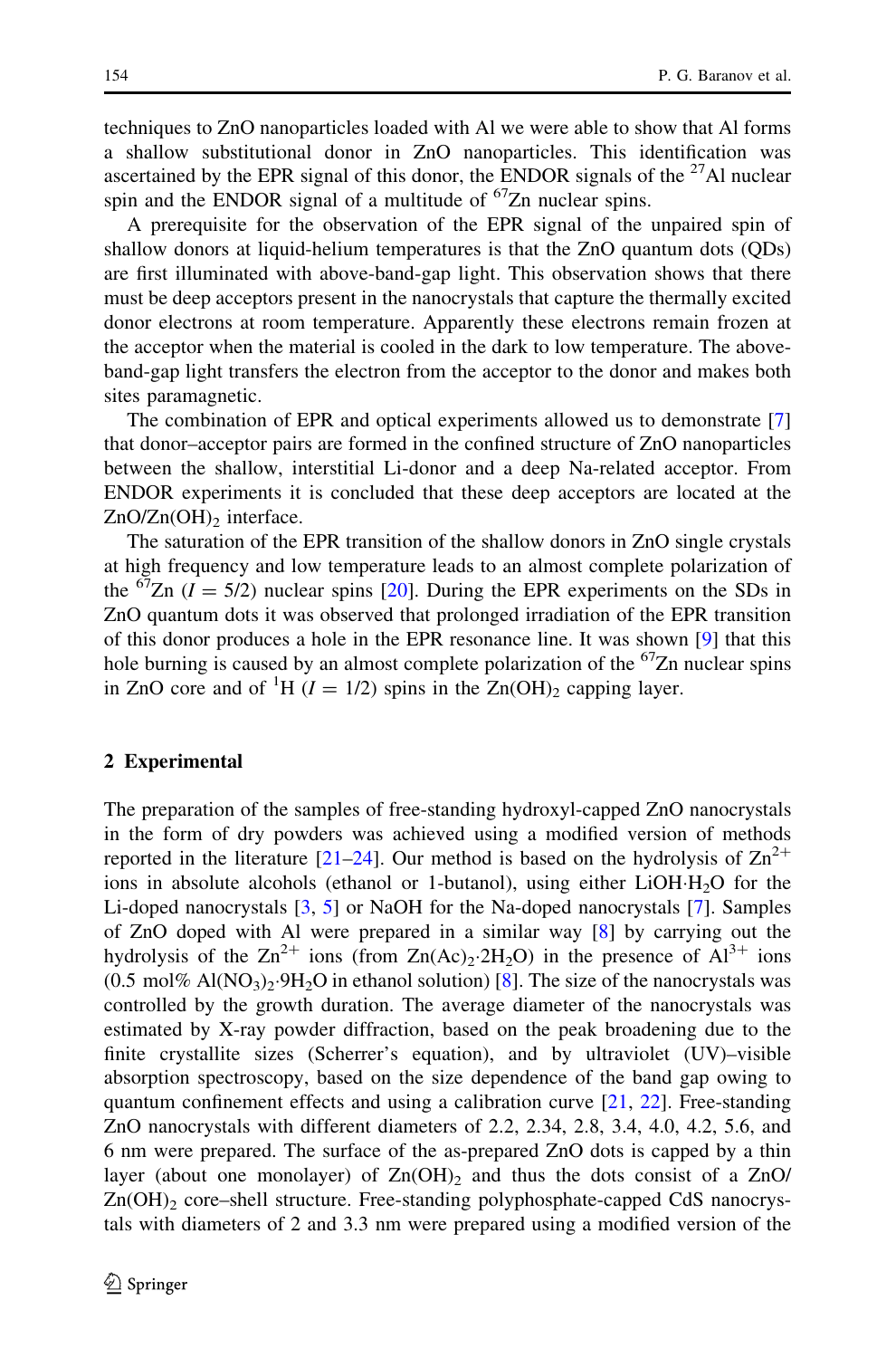techniques to ZnO nanoparticles loaded with Al we were able to show that Al forms a shallow substitutional donor in ZnO nanoparticles. This identification was ascertained by the EPR signal of this donor, the ENDOR signals of the $^{27}$Al nuclear spin and the ENDOR signal of a multitude of $^{67}$Zn nuclear spins.

A prerequisite for the observation of the EPR signal of the unpaired spin of shallow donors at liquid-helium temperatures is that the ZnO quantum dots (QDs) are first illuminated with above-band-gap light. This observation shows that there must be deep acceptors present in the nanocrystals that capture the thermally excited donor electrons at room temperature. Apparently these electrons remain frozen at the acceptor when the material is cooled in the dark to low temperature. The above-band-gap light transfers the electron from the acceptor to the donor and makes both sites paramagnetic.

The combination of EPR and optical experiments allowed us to demonstrate [7] that donor–acceptor pairs are formed in the confined structure of ZnO nanoparticles between the shallow, interstitial Li-donor and a deep Na-related acceptor. From ENDOR experiments it is concluded that these deep acceptors are located at the $ZnO/Zn(OH)_2$ interface.

The saturation of the EPR transition of the shallow donors in ZnO single crystals at high frequency and low temperature leads to an almost complete polarization of the $^{67}$Zn ($I = 5/2$) nuclear spins [20]. During the EPR experiments on the SDs in ZnO quantum dots it was observed that prolonged irradiation of the EPR transition of this donor produces a hole in the EPR resonance line. It was shown [9] that this hole burning is caused by an almost complete polarization of the $^{67}$Zn nuclear spins in ZnO core and of $^{1}$H ($I = 1/2$) spins in the $Zn(OH)_2$ capping layer.

## 2 Experimental

The preparation of the samples of free-standing hydroxyl-capped ZnO nanocrystals in the form of dry powders was achieved using a modified version of methods reported in the literature [21–24]. Our method is based on the hydrolysis of $Zn^{2+}$ ions in absolute alcohols (ethanol or 1-butanol), using either $LiOH{\cdot}H_2O$ for the Li-doped nanocrystals [3, 5] or NaOH for the Na-doped nanocrystals [7]. Samples of ZnO doped with Al were prepared in a similar way [8] by carrying out the hydrolysis of the $Zn^{2+}$ ions (from $Zn(Ac)_2{\cdot}2H_2O$) in the presence of $Al^{3+}$ ions (0.5 mol% $Al(NO_3)_2{\cdot}9H_2O$ in ethanol solution) [8]. The size of the nanocrystals was controlled by the growth duration. The average diameter of the nanocrystals was estimated by X-ray powder diffraction, based on the peak broadening due to the finite crystallite sizes (Scherrer's equation), and by ultraviolet (UV)–visible absorption spectroscopy, based on the size dependence of the band gap owing to quantum confinement effects and using a calibration curve [21, 22]. Free-standing ZnO nanocrystals with different diameters of 2.2, 2.34, 2.8, 3.4, 4.0, 4.2, 5.6, and 6 nm were prepared. The surface of the as-prepared ZnO dots is capped by a thin layer (about one monolayer) of $Zn(OH)_2$ and thus the dots consist of a $ZnO/Zn(OH)_2$ core–shell structure. Free-standing polyphosphate-capped CdS nanocrystals with diameters of 2 and 3.3 nm were prepared using a modified version of the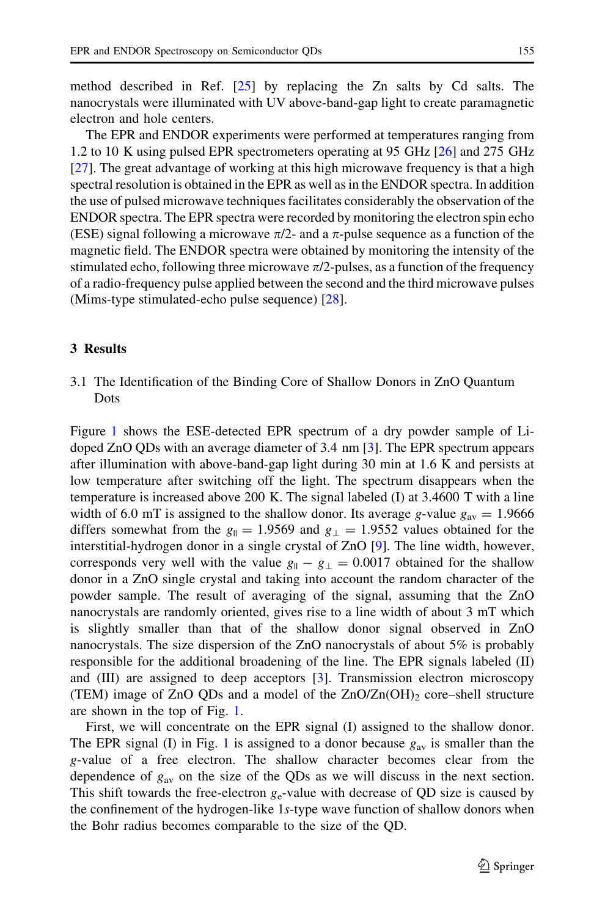method described in Ref. [25] by replacing the Zn salts by Cd salts. The nanocrystals were illuminated with UV above-band-gap light to create paramagnetic electron and hole centers.

The EPR and ENDOR experiments were performed at temperatures ranging from 1.2 to 10 K using pulsed EPR spectrometers operating at 95 GHz [26] and 275 GHz [27]. The great advantage of working at this high microwave frequency is that a high spectral resolution is obtained in the EPR as well as in the ENDOR spectra. In addition the use of pulsed microwave techniques facilitates considerably the observation of the ENDOR spectra. The EPR spectra were recorded by monitoring the electron spin echo (ESE) signal following a microwave $\pi/2$- and a $\pi$-pulse sequence as a function of the magnetic field. The ENDOR spectra were obtained by monitoring the intensity of the stimulated echo, following three microwave $\pi/2$-pulses, as a function of the frequency of a radio-frequency pulse applied between the second and the third microwave pulses (Mims-type stimulated-echo pulse sequence) [28].

## 3 Results

### 3.1 The Identification of the Binding Core of Shallow Donors in ZnO Quantum Dots

Figure 1 shows the ESE-detected EPR spectrum of a dry powder sample of Li-doped ZnO QDs with an average diameter of 3.4 nm [3]. The EPR spectrum appears after illumination with above-band-gap light during 30 min at 1.6 K and persists at low temperature after switching off the light. The spectrum disappears when the temperature is increased above 200 K. The signal labeled (I) at 3.4600 T with a line width of 6.0 mT is assigned to the shallow donor. Its average $g$-value $g_{av} = 1.9666$ differs somewhat from the $g_{\parallel} = 1.9569$ and $g_{\perp} = 1.9552$ values obtained for the interstitial-hydrogen donor in a single crystal of ZnO [9]. The line width, however, corresponds very well with the value $g_{\parallel} - g_{\perp} = 0.0017$ obtained for the shallow donor in a ZnO single crystal and taking into account the random character of the powder sample. The result of averaging of the signal, assuming that the ZnO nanocrystals are randomly oriented, gives rise to a line width of about 3 mT which is slightly smaller than that of the shallow donor signal observed in ZnO nanocrystals. The size dispersion of the ZnO nanocrystals of about 5% is probably responsible for the additional broadening of the line. The EPR signals labeled (II) and (III) are assigned to deep acceptors [3]. Transmission electron microscopy (TEM) image of ZnO QDs and a model of the ZnO/Zn(OH)$_2$ core–shell structure are shown in the top of Fig. 1.

First, we will concentrate on the EPR signal (I) assigned to the shallow donor. The EPR signal (I) in Fig. 1 is assigned to a donor because $g_{av}$ is smaller than the $g$-value of a free electron. The shallow character becomes clear from the dependence of $g_{av}$ on the size of the QDs as we will discuss in the next section. This shift towards the free-electron $g_e$-value with decrease of QD size is caused by the confinement of the hydrogen-like 1$s$-type wave function of shallow donors when the Bohr radius becomes comparable to the size of the QD.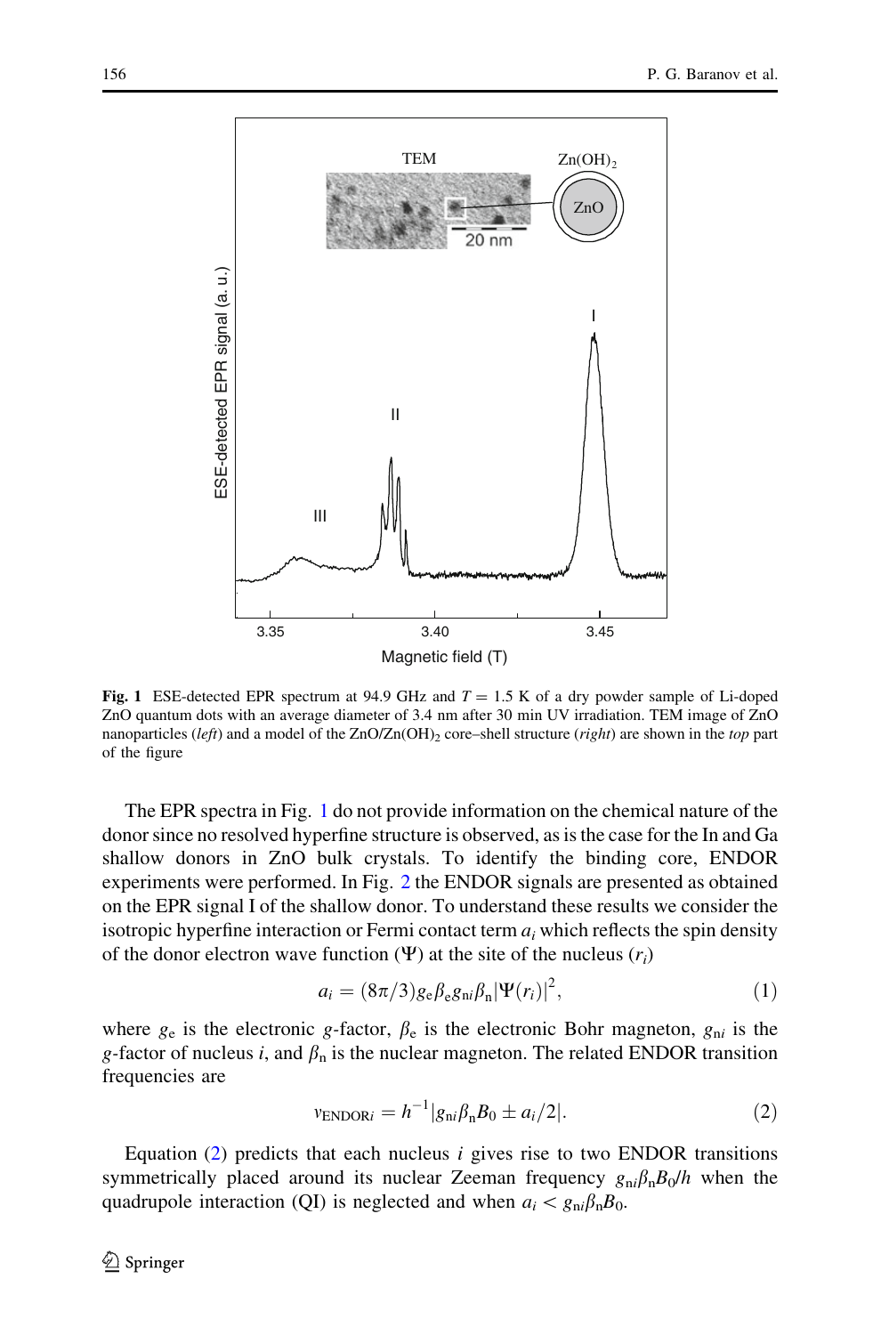**Fig. 1** ESE-detected EPR spectrum at 94.9 GHz and $T = 1.5$ K of a dry powder sample of Li-doped ZnO quantum dots with an average diameter of 3.4 nm after 30 min UV irradiation. TEM image of ZnO nanoparticles (*left*) and a model of the $ZnO/Zn(OH)_2$ core–shell structure (*right*) are shown in the *top* part of the figure

The EPR spectra in Fig. 1 do not provide information on the chemical nature of the donor since no resolved hyperfine structure is observed, as is the case for the In and Ga shallow donors in ZnO bulk crystals. To identify the binding core, ENDOR experiments were performed. In Fig. 2 the ENDOR signals are presented as obtained on the EPR signal I of the shallow donor. To understand these results we consider the isotropic hyperfine interaction or Fermi contact term $a_i$ which reflects the spin density of the donor electron wave function ($\Psi$) at the site of the nucleus ($r_i$)

$$a_i = (8\pi/3) g_e \beta_e g_{ni} \beta_n |\Psi(r_i)|^2, \tag{1}$$

where $g_e$ is the electronic $g$-factor, $\beta_e$ is the electronic Bohr magneton, $g_{ni}$ is the $g$-factor of nucleus $i$, and $\beta_n$ is the nuclear magneton. The related ENDOR transition frequencies are

$$\nu_{\mathrm{ENDOR}i} = h^{-1} |g_{ni} \beta_n B_0 \pm a_i/2|. \tag{2}$$

Equation (2) predicts that each nucleus $i$ gives rise to two ENDOR transitions symmetrically placed around its nuclear Zeeman frequency $g_{ni}\beta_n B_0/h$ when the quadrupole interaction (QI) is neglected and when $a_i < g_{ni}\beta_n B_0$.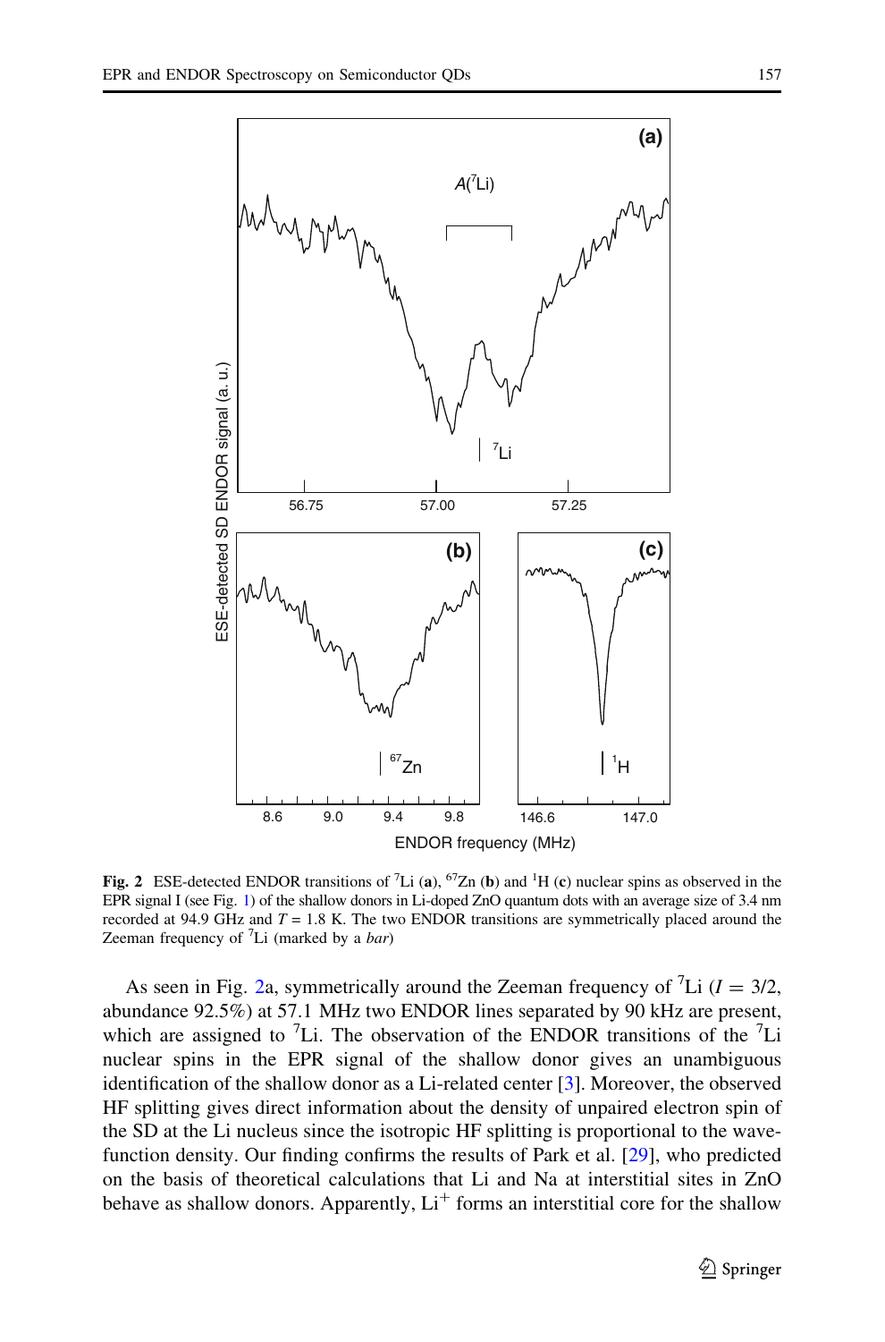**Fig. 2** ESE-detected ENDOR transitions of $^{7}$Li (**a**), $^{67}$Zn (**b**) and $^{1}$H (**c**) nuclear spins as observed in the EPR signal I (see Fig. 1) of the shallow donors in Li-doped ZnO quantum dots with an average size of 3.4 nm recorded at 94.9 GHz and $T = 1.8$ K. The two ENDOR transitions are symmetrically placed around the Zeeman frequency of $^{7}$Li (marked by a *bar*)

As seen in Fig. 2a, symmetrically around the Zeeman frequency of $^{7}$Li ($I = 3/2$, abundance 92.5%) at 57.1 MHz two ENDOR lines separated by 90 kHz are present, which are assigned to $^{7}$Li. The observation of the ENDOR transitions of the $^{7}$Li nuclear spins in the EPR signal of the shallow donor gives an unambiguous identification of the shallow donor as a Li-related center [3]. Moreover, the observed HF splitting gives direct information about the density of unpaired electron spin of the SD at the Li nucleus since the isotropic HF splitting is proportional to the wave-function density. Our finding confirms the results of Park et al. [29], who predicted on the basis of theoretical calculations that Li and Na at interstitial sites in ZnO behave as shallow donors. Apparently, $Li^{+}$ forms an interstitial core for the shallow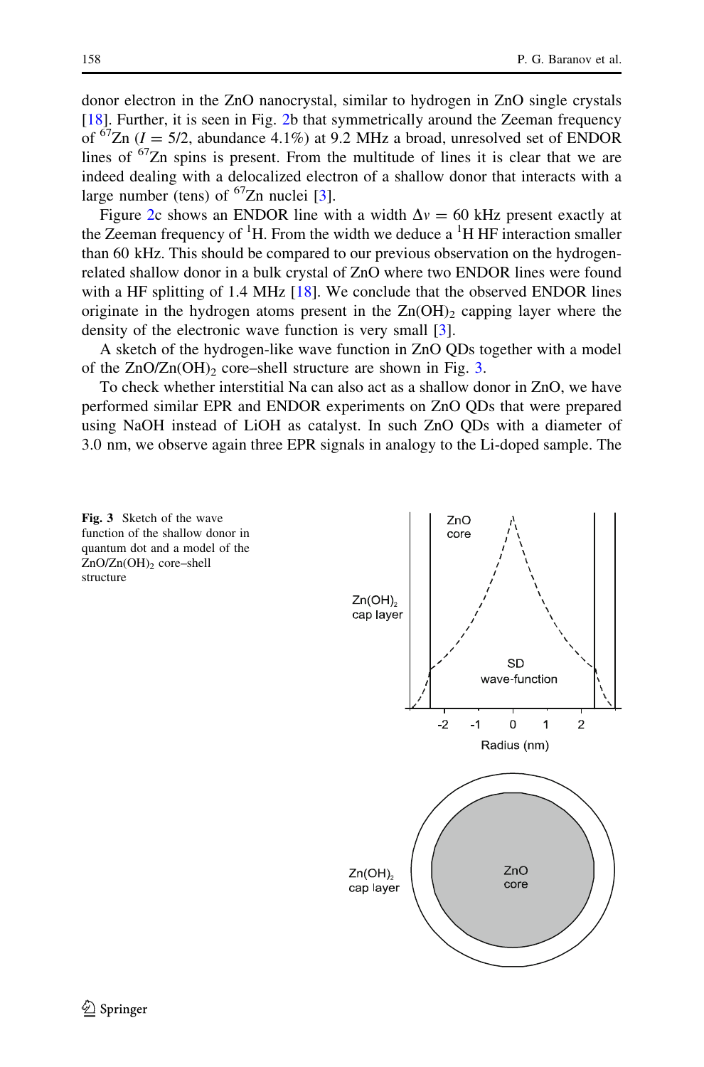donor electron in the ZnO nanocrystal, similar to hydrogen in ZnO single crystals [18]. Further, it is seen in Fig. 2b that symmetrically around the Zeeman frequency of $^{67}$Zn ($I = 5/2$, abundance 4.1%) at 9.2 MHz a broad, unresolved set of ENDOR lines of $^{67}$Zn spins is present. From the multitude of lines it is clear that we are indeed dealing with a delocalized electron of a shallow donor that interacts with a large number (tens) of $^{67}$Zn nuclei [3].

Figure 2c shows an ENDOR line with a width $\Delta\nu = 60$ kHz present exactly at the Zeeman frequency of $^{1}$H. From the width we deduce a $^{1}$H HF interaction smaller than 60 kHz. This should be compared to our previous observation on the hydrogen-related shallow donor in a bulk crystal of ZnO where two ENDOR lines were found with a HF splitting of 1.4 MHz [18]. We conclude that the observed ENDOR lines originate in the hydrogen atoms present in the $Zn(OH)_2$ capping layer where the density of the electronic wave function is very small [3].

A sketch of the hydrogen-like wave function in ZnO QDs together with a model of the $ZnO/Zn(OH)_2$ core–shell structure are shown in Fig. 3.

To check whether interstitial Na can also act as a shallow donor in ZnO, we have performed similar EPR and ENDOR experiments on ZnO QDs that were prepared using NaOH instead of LiOH as catalyst. In such ZnO QDs with a diameter of 3.0 nm, we observe again three EPR signals in analogy to the Li-doped sample. The

**Fig. 3** Sketch of the wave function of the shallow donor in quantum dot and a model of the $ZnO/Zn(OH)_2$ core–shell structure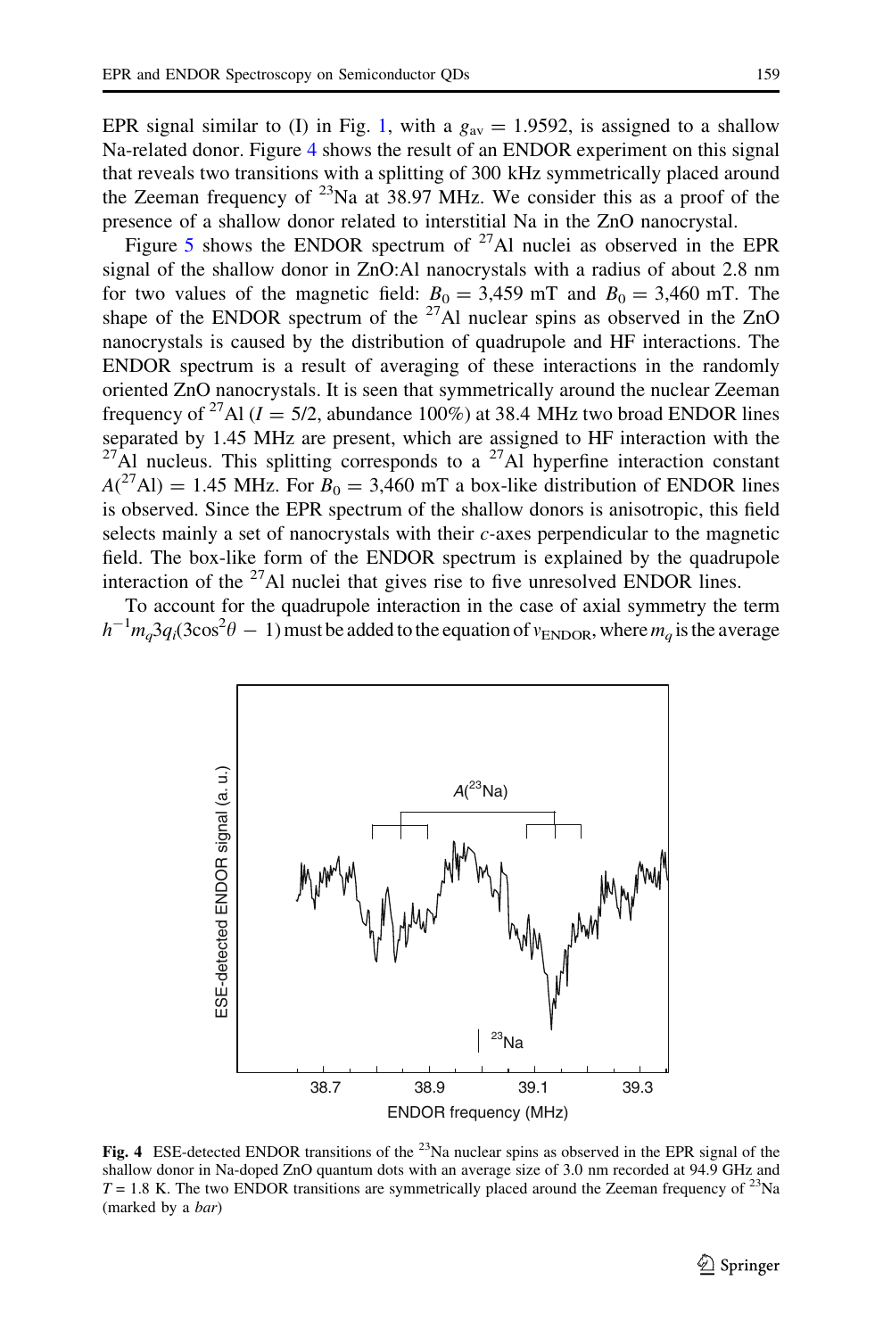EPR signal similar to (I) in Fig. 1, with a $g_{av} = 1.9592$, is assigned to a shallow Na-related donor. Figure 4 shows the result of an ENDOR experiment on this signal that reveals two transitions with a splitting of 300 kHz symmetrically placed around the Zeeman frequency of $^{23}$Na at 38.97 MHz. We consider this as a proof of the presence of a shallow donor related to interstitial Na in the ZnO nanocrystal.

Figure 5 shows the ENDOR spectrum of $^{27}$Al nuclei as observed in the EPR signal of the shallow donor in ZnO:Al nanocrystals with a radius of about 2.8 nm for two values of the magnetic field: $B_0 = 3{,}459$ mT and $B_0 = 3{,}460$ mT. The shape of the ENDOR spectrum of the $^{27}$Al nuclear spins as observed in the ZnO nanocrystals is caused by the distribution of quadrupole and HF interactions. The ENDOR spectrum is a result of averaging of these interactions in the randomly oriented ZnO nanocrystals. It is seen that symmetrically around the nuclear Zeeman frequency of $^{27}$Al ($I = 5/2$, abundance 100%) at 38.4 MHz two broad ENDOR lines separated by 1.45 MHz are present, which are assigned to HF interaction with the $^{27}$Al nucleus. This splitting corresponds to a $^{27}$Al hyperfine interaction constant $A(^{27}\mathrm{Al}) = 1.45$ MHz. For $B_0 = 3{,}460$ mT a box-like distribution of ENDOR lines is observed. Since the EPR spectrum of the shallow donors is anisotropic, this field selects mainly a set of nanocrystals with their *c*-axes perpendicular to the magnetic field. The box-like form of the ENDOR spectrum is explained by the quadrupole interaction of the $^{27}$Al nuclei that gives rise to five unresolved ENDOR lines.

To account for the quadrupole interaction in the case of axial symmetry the term $h^{-1}m_q 3q_i(3\cos^2\theta - 1)$ must be added to the equation of $\nu_{\mathrm{ENDOR}}$, where $m_q$ is the average

**Fig. 4** ESE-detected ENDOR transitions of the $^{23}$Na nuclear spins as observed in the EPR signal of the shallow donor in Na-doped ZnO quantum dots with an average size of 3.0 nm recorded at 94.9 GHz and $T = 1.8$ K. The two ENDOR transitions are symmetrically placed around the Zeeman frequency of $^{23}$Na (marked by a *bar*)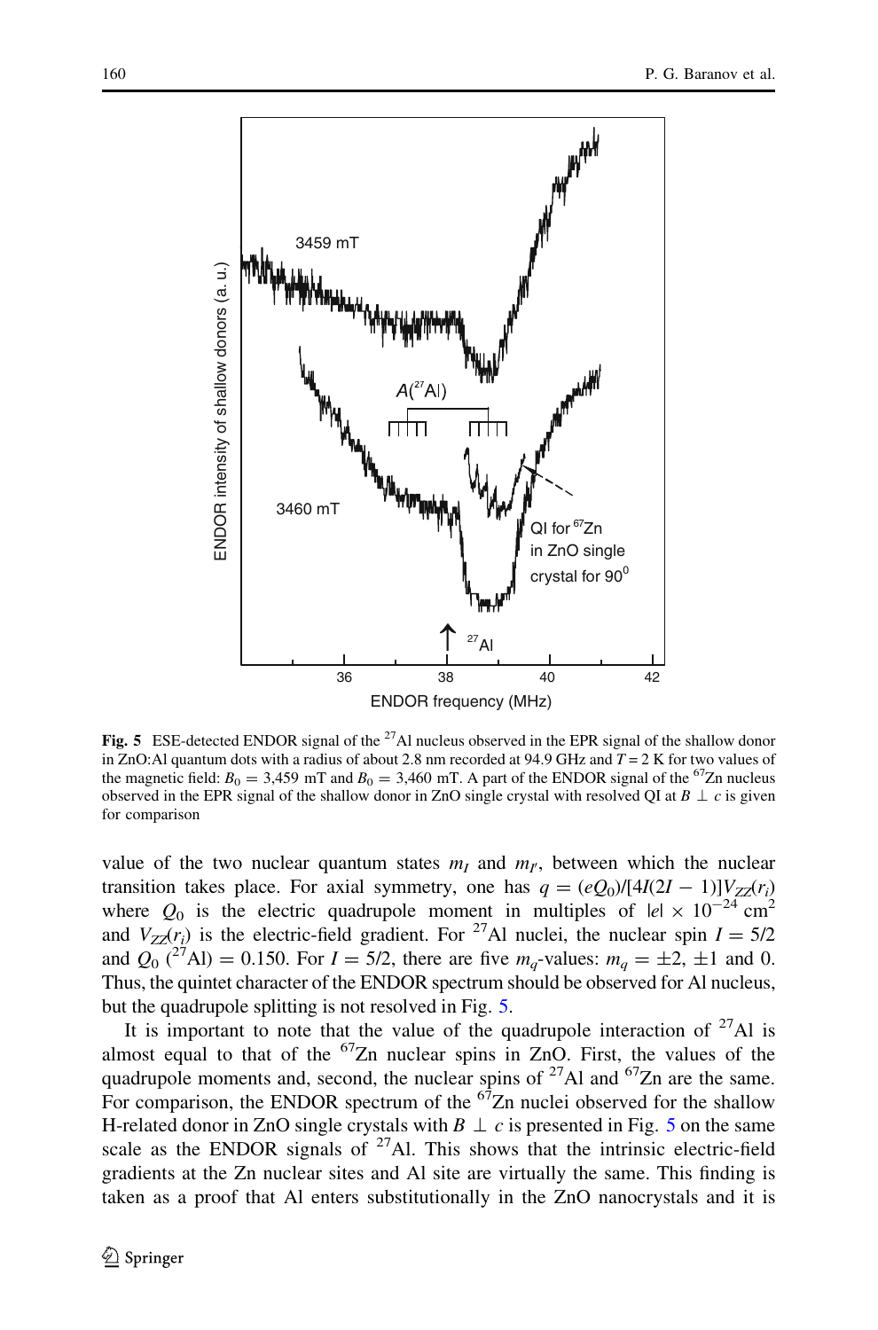**Fig. 5** ESE-detected ENDOR signal of the $^{27}$Al nucleus observed in the EPR signal of the shallow donor in ZnO:Al quantum dots with a radius of about 2.8 nm recorded at 94.9 GHz and $T = 2$ K for two values of the magnetic field: $B_0 = 3{,}459$ mT and $B_0 = 3{,}460$ mT. A part of the ENDOR signal of the $^{67}$Zn nucleus observed in the EPR signal of the shallow donor in ZnO single crystal with resolved QI at $B \perp c$ is given for comparison

value of the two nuclear quantum states $m_I$ and $m_{I'}$, between which the nuclear transition takes place. For axial symmetry, one has $q = (eQ_0)/[4I(2I - 1)]V_{ZZ}(r_i)$ where $Q_0$ is the electric quadrupole moment in multiples of $|e| \times 10^{-24}$ cm$^2$ and $V_{ZZ}(r_i)$ is the electric-field gradient. For $^{27}$Al nuclei, the nuclear spin $I = 5/2$ and $Q_0$ ($^{27}$Al) = 0.150. For $I = 5/2$, there are five $m_q$-values: $m_q = \pm 2, \pm 1$ and 0. Thus, the quintet character of the ENDOR spectrum should be observed for Al nucleus, but the quadrupole splitting is not resolved in Fig. 5.

It is important to note that the value of the quadrupole interaction of $^{27}$Al is almost equal to that of the $^{67}$Zn nuclear spins in ZnO. First, the values of the quadrupole moments and, second, the nuclear spins of $^{27}$Al and $^{67}$Zn are the same. For comparison, the ENDOR spectrum of the $^{67}$Zn nuclei observed for the shallow H-related donor in ZnO single crystals with $B \perp c$ is presented in Fig. 5 on the same scale as the ENDOR signals of $^{27}$Al. This shows that the intrinsic electric-field gradients at the Zn nuclear sites and Al site are virtually the same. This finding is taken as a proof that Al enters substitutionally in the ZnO nanocrystals and it is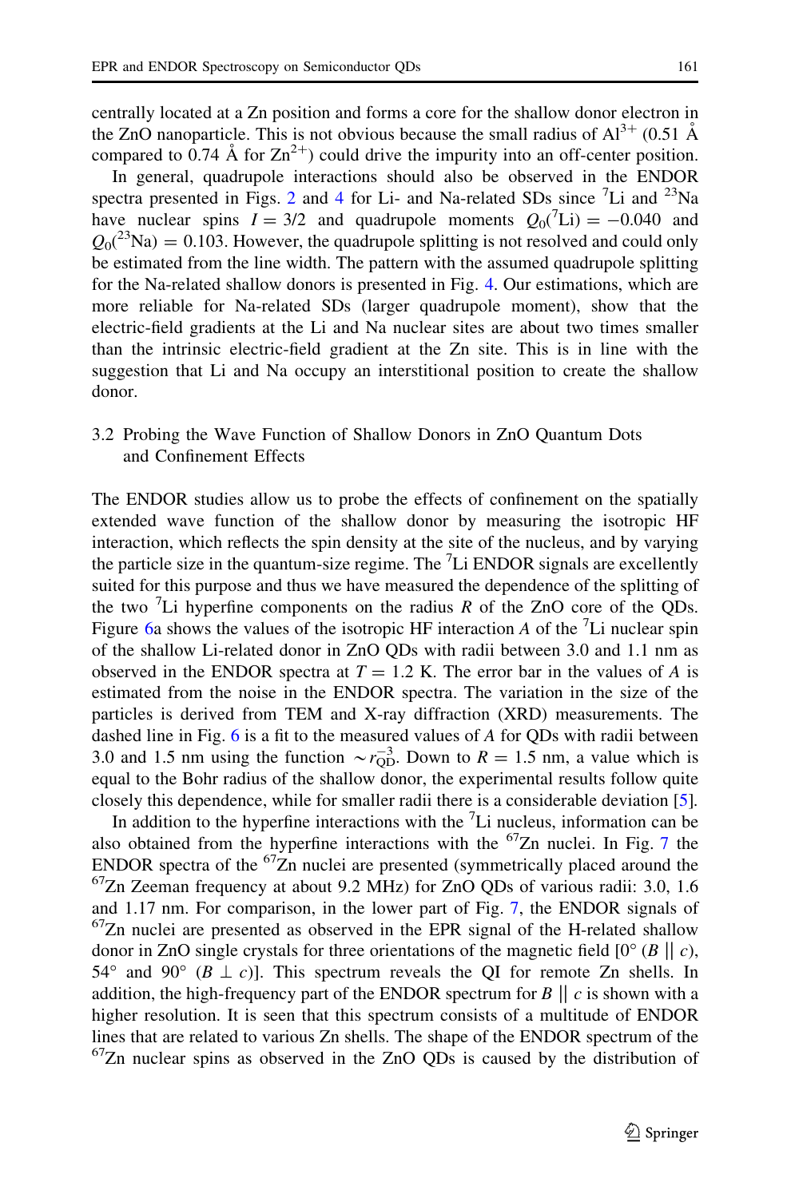centrally located at a Zn position and forms a core for the shallow donor electron in the ZnO nanoparticle. This is not obvious because the small radius of $Al^{3+}$ (0.51 Å compared to 0.74 Å for $Zn^{2+}$) could drive the impurity into an off-center position.

In general, quadrupole interactions should also be observed in the ENDOR spectra presented in Figs. 2 and 4 for Li- and Na-related SDs since $^{7}$Li and $^{23}$Na have nuclear spins $I = 3/2$ and quadrupole moments $Q_0(^{7}\mathrm{Li}) = -0.040$ and $Q_0(^{23}\mathrm{Na}) = 0.103$. However, the quadrupole splitting is not resolved and could only be estimated from the line width. The pattern with the assumed quadrupole splitting for the Na-related shallow donors is presented in Fig. 4. Our estimations, which are more reliable for Na-related SDs (larger quadrupole moment), show that the electric-field gradients at the Li and Na nuclear sites are about two times smaller than the intrinsic electric-field gradient at the Zn site. This is in line with the suggestion that Li and Na occupy an interstitional position to create the shallow donor.

## 3.2 Probing the Wave Function of Shallow Donors in ZnO Quantum Dots and Confinement Effects

The ENDOR studies allow us to probe the effects of confinement on the spatially extended wave function of the shallow donor by measuring the isotropic HF interaction, which reflects the spin density at the site of the nucleus, and by varying the particle size in the quantum-size regime. The $^{7}$Li ENDOR signals are excellently suited for this purpose and thus we have measured the dependence of the splitting of the two $^{7}$Li hyperfine components on the radius $R$ of the ZnO core of the QDs. Figure 6a shows the values of the isotropic HF interaction $A$ of the $^{7}$Li nuclear spin of the shallow Li-related donor in ZnO QDs with radii between 3.0 and 1.1 nm as observed in the ENDOR spectra at $T = 1.2$ K. The error bar in the values of $A$ is estimated from the noise in the ENDOR spectra. The variation in the size of the particles is derived from TEM and X-ray diffraction (XRD) measurements. The dashed line in Fig. 6 is a fit to the measured values of $A$ for QDs with radii between 3.0 and 1.5 nm using the function $\sim r_{\mathrm{QD}}^{-3}$. Down to $R = 1.5$ nm, a value which is equal to the Bohr radius of the shallow donor, the experimental results follow quite closely this dependence, while for smaller radii there is a considerable deviation [5].

In addition to the hyperfine interactions with the $^{7}$Li nucleus, information can be also obtained from the hyperfine interactions with the $^{67}$Zn nuclei. In Fig. 7 the ENDOR spectra of the $^{67}$Zn nuclei are presented (symmetrically placed around the $^{67}$Zn Zeeman frequency at about 9.2 MHz) for ZnO QDs of various radii: 3.0, 1.6 and 1.17 nm. For comparison, in the lower part of Fig. 7, the ENDOR signals of $^{67}$Zn nuclei are presented as observed in the EPR signal of the H-related shallow donor in ZnO single crystals for three orientations of the magnetic field [0° ($B \parallel c$), 54° and 90° ($B \perp c$)]. This spectrum reveals the QI for remote Zn shells. In addition, the high-frequency part of the ENDOR spectrum for $B \parallel c$ is shown with a higher resolution. It is seen that this spectrum consists of a multitude of ENDOR lines that are related to various Zn shells. The shape of the ENDOR spectrum of the $^{67}$Zn nuclear spins as observed in the ZnO QDs is caused by the distribution of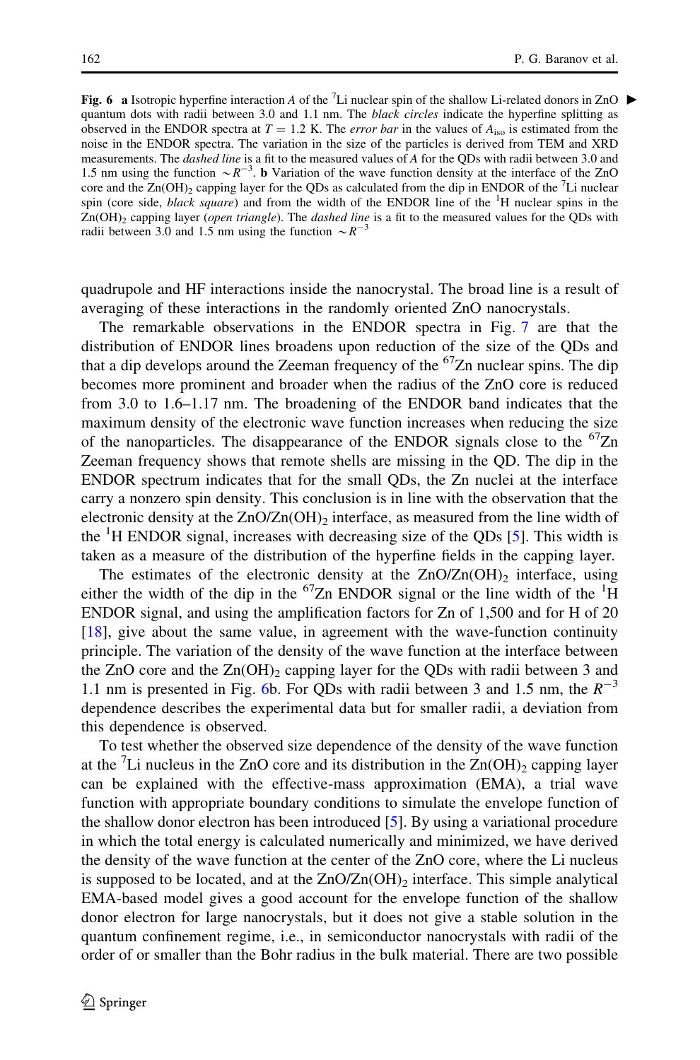**Fig. 6** **a** Isotropic hyperfine interaction *A* of the $^{7}$Li nuclear spin of the shallow Li-related donors in ZnO quantum dots with radii between 3.0 and 1.1 nm. The *black circles* indicate the hyperfine splitting as observed in the ENDOR spectra at $T = 1.2$ K. The *error bar* in the values of $A_{iso}$ is estimated from the noise in the ENDOR spectra. The variation in the size of the particles is derived from TEM and XRD measurements. The *dashed line* is a fit to the measured values of *A* for the QDs with radii between 3.0 and 1.5 nm using the function $\sim R^{-3}$. **b** Variation of the wave function density at the interface of the ZnO core and the $Zn(OH)_2$ capping layer for the QDs as calculated from the dip in ENDOR of the $^{7}$Li nuclear spin (core side, *black square*) and from the width of the ENDOR line of the $^{1}$H nuclear spins in the $Zn(OH)_2$ capping layer (*open triangle*). The *dashed line* is a fit to the measured values for the QDs with radii between 3.0 and 1.5 nm using the function $\sim R^{-3}$

quadrupole and HF interactions inside the nanocrystal. The broad line is a result of averaging of these interactions in the randomly oriented ZnO nanocrystals.

The remarkable observations in the ENDOR spectra in Fig. 7 are that the distribution of ENDOR lines broadens upon reduction of the size of the QDs and that a dip develops around the Zeeman frequency of the $^{67}$Zn nuclear spins. The dip becomes more prominent and broader when the radius of the ZnO core is reduced from 3.0 to 1.6–1.17 nm. The broadening of the ENDOR band indicates that the maximum density of the electronic wave function increases when reducing the size of the nanoparticles. The disappearance of the ENDOR signals close to the $^{67}$Zn Zeeman frequency shows that remote shells are missing in the QD. The dip in the ENDOR spectrum indicates that for the small QDs, the Zn nuclei at the interface carry a nonzero spin density. This conclusion is in line with the observation that the electronic density at the ZnO/$Zn(OH)_2$ interface, as measured from the line width of the $^{1}$H ENDOR signal, increases with decreasing size of the QDs [5]. This width is taken as a measure of the distribution of the hyperfine fields in the capping layer.

The estimates of the electronic density at the ZnO/$Zn(OH)_2$ interface, using either the width of the dip in the $^{67}$Zn ENDOR signal or the line width of the $^{1}$H ENDOR signal, and using the amplification factors for Zn of 1,500 and for H of 20 [18], give about the same value, in agreement with the wave-function continuity principle. The variation of the density of the wave function at the interface between the ZnO core and the $Zn(OH)_2$ capping layer for the QDs with radii between 3 and 1.1 nm is presented in Fig. 6b. For QDs with radii between 3 and 1.5 nm, the $R^{-3}$ dependence describes the experimental data but for smaller radii, a deviation from this dependence is observed.

To test whether the observed size dependence of the density of the wave function at the $^{7}$Li nucleus in the ZnO core and its distribution in the $Zn(OH)_2$ capping layer can be explained with the effective-mass approximation (EMA), a trial wave function with appropriate boundary conditions to simulate the envelope function of the shallow donor electron has been introduced [5]. By using a variational procedure in which the total energy is calculated numerically and minimized, we have derived the density of the wave function at the center of the ZnO core, where the Li nucleus is supposed to be located, and at the ZnO/$Zn(OH)_2$ interface. This simple analytical EMA-based model gives a good account for the envelope function of the shallow donor electron for large nanocrystals, but it does not give a stable solution in the quantum confinement regime, i.e., in semiconductor nanocrystals with radii of the order of or smaller than the Bohr radius in the bulk material. There are two possible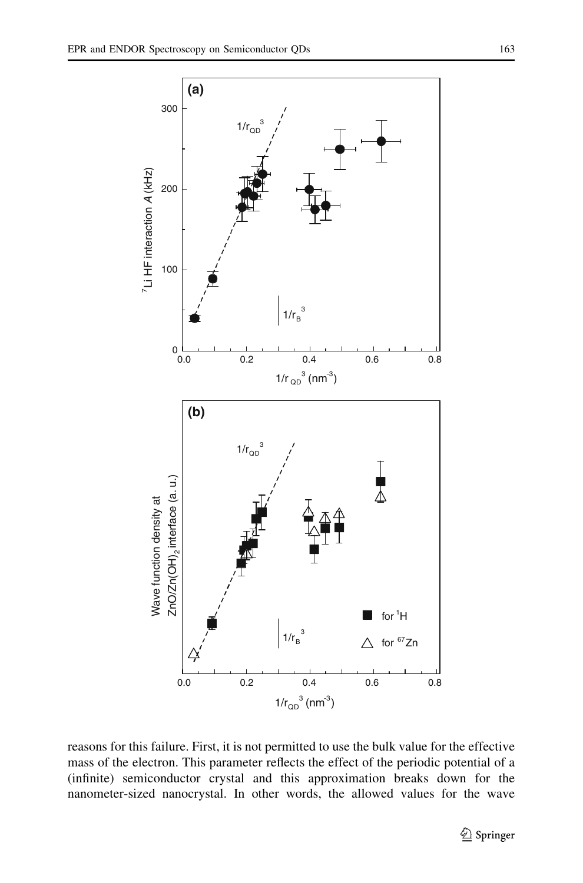reasons for this failure. First, it is not permitted to use the bulk value for the effective mass of the electron. This parameter reflects the effect of the periodic potential of a (infinite) semiconductor crystal and this approximation breaks down for the nanometer-sized nanocrystal. In other words, the allowed values for the wave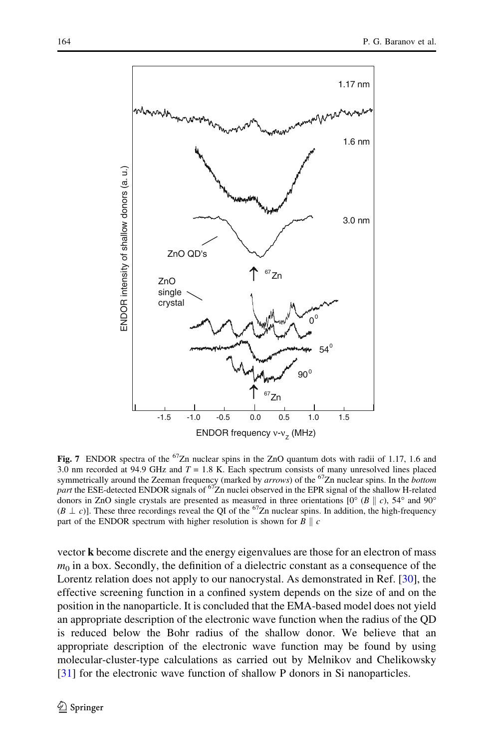Fig. 7 ENDOR spectra of the $^{67}Zn$ nuclear spins in the ZnO quantum dots with radii of 1.17, 1.6 and 3.0 nm recorded at 94.9 GHz and $T = 1.8$ K. Each spectrum consists of many unresolved lines placed symmetrically around the Zeeman frequency (marked by *arrows*) of the $^{67}Zn$ nuclear spins. In the *bottom part* the ESE-detected ENDOR signals of $^{67}Zn$ nuclei observed in the EPR signal of the shallow H-related donors in ZnO single crystals are presented as measured in three orientations [0° ($B \parallel c$), 54° and 90° ($B \perp c$)]. These three recordings reveal the QI of the $^{67}Zn$ nuclear spins. In addition, the high-frequency part of the ENDOR spectrum with higher resolution is shown for $B \parallel c$

vector **k** become discrete and the energy eigenvalues are those for an electron of mass $m_0$ in a box. Secondly, the definition of a dielectric constant as a consequence of the Lorentz relation does not apply to our nanocrystal. As demonstrated in Ref. [30], the effective screening function in a confined system depends on the size of and on the position in the nanoparticle. It is concluded that the EMA-based model does not yield an appropriate description of the electronic wave function when the radius of the QD is reduced below the Bohr radius of the shallow donor. We believe that an appropriate description of the electronic wave function may be found by using molecular-cluster-type calculations as carried out by Melnikov and Chelikowsky [31] for the electronic wave function of shallow P donors in Si nanoparticles.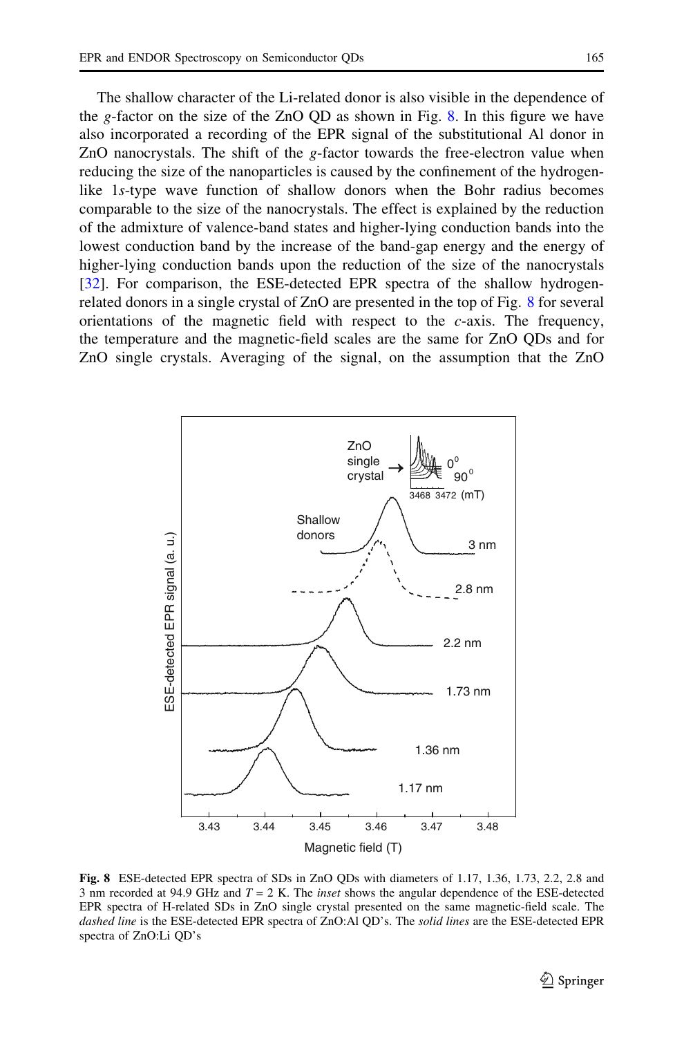The shallow character of the Li-related donor is also visible in the dependence of the *g*-factor on the size of the ZnO QD as shown in Fig. 8. In this figure we have also incorporated a recording of the EPR signal of the substitutional Al donor in ZnO nanocrystals. The shift of the *g*-factor towards the free-electron value when reducing the size of the nanoparticles is caused by the confinement of the hydrogen-like 1*s*-type wave function of shallow donors when the Bohr radius becomes comparable to the size of the nanocrystals. The effect is explained by the reduction of the admixture of valence-band states and higher-lying conduction bands into the lowest conduction band by the increase of the band-gap energy and the energy of higher-lying conduction bands upon the reduction of the size of the nanocrystals [32]. For comparison, the ESE-detected EPR spectra of the shallow hydrogen-related donors in a single crystal of ZnO are presented in the top of Fig. 8 for several orientations of the magnetic field with respect to the *c*-axis. The frequency, the temperature and the magnetic-field scales are the same for ZnO QDs and for ZnO single crystals. Averaging of the signal, on the assumption that the ZnO

**Fig. 8** ESE-detected EPR spectra of SDs in ZnO QDs with diameters of 1.17, 1.36, 1.73, 2.2, 2.8 and 3 nm recorded at 94.9 GHz and $T = 2$ K. The *inset* shows the angular dependence of the ESE-detected EPR spectra of H-related SDs in ZnO single crystal presented on the same magnetic-field scale. The *dashed line* is the ESE-detected EPR spectra of ZnO:Al QD's. The *solid lines* are the ESE-detected EPR spectra of ZnO:Li QD's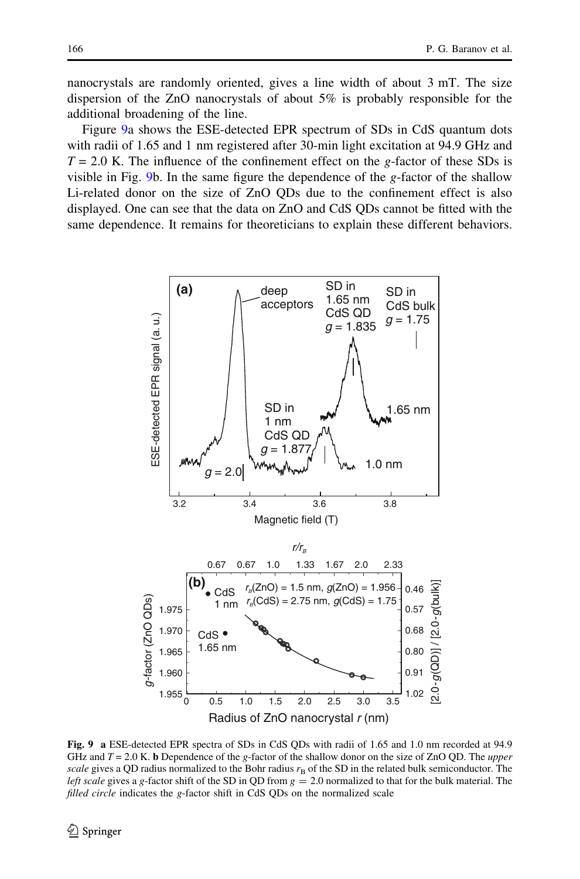nanocrystals are randomly oriented, gives a line width of about 3 mT. The size dispersion of the ZnO nanocrystals of about 5% is probably responsible for the additional broadening of the line.

Figure 9a shows the ESE-detected EPR spectrum of SDs in CdS quantum dots with radii of 1.65 and 1 nm registered after 30-min light excitation at 94.9 GHz and $T = 2.0$ K. The influence of the confinement effect on the $g$-factor of these SDs is visible in Fig. 9b. In the same figure the dependence of the $g$-factor of the shallow Li-related donor on the size of ZnO QDs due to the confinement effect is also displayed. One can see that the data on ZnO and CdS QDs cannot be fitted with the same dependence. It remains for theoreticians to explain these different behaviors.

**Fig. 9** **a** ESE-detected EPR spectra of SDs in CdS QDs with radii of 1.65 and 1.0 nm recorded at 94.9 GHz and $T = 2.0$ K. **b** Dependence of the $g$-factor of the shallow donor on the size of ZnO QD. The *upper scale* gives a QD radius normalized to the Bohr radius $r_B$ of the SD in the related bulk semiconductor. The *left scale* gives a $g$-factor shift of the SD in QD from $g = 2.0$ normalized to that for the bulk material. The *filled circle* indicates the $g$-factor shift in CdS QDs on the normalized scale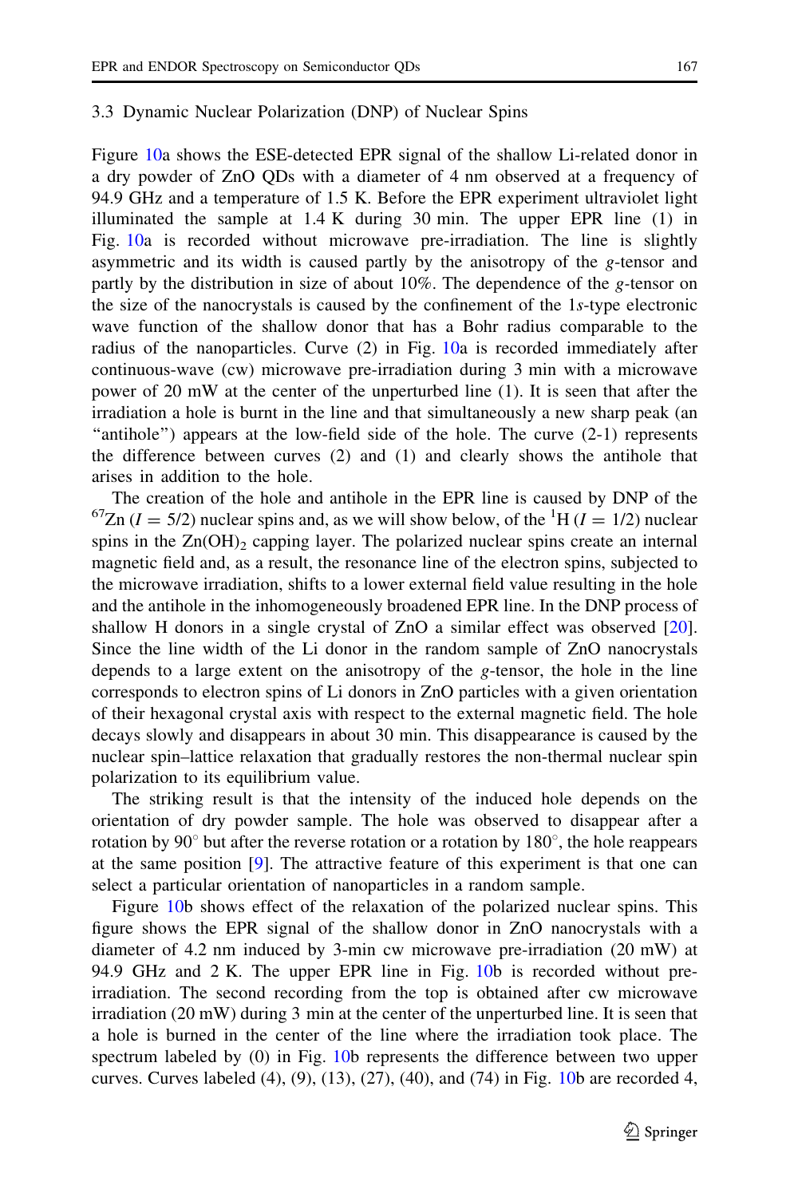### 3.3 Dynamic Nuclear Polarization (DNP) of Nuclear Spins

Figure 10a shows the ESE-detected EPR signal of the shallow Li-related donor in a dry powder of ZnO QDs with a diameter of 4 nm observed at a frequency of 94.9 GHz and a temperature of 1.5 K. Before the EPR experiment ultraviolet light illuminated the sample at 1.4 K during 30 min. The upper EPR line (1) in Fig. 10a is recorded without microwave pre-irradiation. The line is slightly asymmetric and its width is caused partly by the anisotropy of the $g$-tensor and partly by the distribution in size of about 10%. The dependence of the $g$-tensor on the size of the nanocrystals is caused by the confinement of the 1$s$-type electronic wave function of the shallow donor that has a Bohr radius comparable to the radius of the nanoparticles. Curve (2) in Fig. 10a is recorded immediately after continuous-wave (cw) microwave pre-irradiation during 3 min with a microwave power of 20 mW at the center of the unperturbed line (1). It is seen that after the irradiation a hole is burnt in the line and that simultaneously a new sharp peak (an "antihole") appears at the low-field side of the hole. The curve (2-1) represents the difference between curves (2) and (1) and clearly shows the antihole that arises in addition to the hole.

The creation of the hole and antihole in the EPR line is caused by DNP of the $^{67}$Zn ($I = 5/2$) nuclear spins and, as we will show below, of the $^{1}$H ($I = 1/2$) nuclear spins in the $Zn(OH)_2$ capping layer. The polarized nuclear spins create an internal magnetic field and, as a result, the resonance line of the electron spins, subjected to the microwave irradiation, shifts to a lower external field value resulting in the hole and the antihole in the inhomogeneously broadened EPR line. In the DNP process of shallow H donors in a single crystal of ZnO a similar effect was observed [20]. Since the line width of the Li donor in the random sample of ZnO nanocrystals depends to a large extent on the anisotropy of the $g$-tensor, the hole in the line corresponds to electron spins of Li donors in ZnO particles with a given orientation of their hexagonal crystal axis with respect to the external magnetic field. The hole decays slowly and disappears in about 30 min. This disappearance is caused by the nuclear spin–lattice relaxation that gradually restores the non-thermal nuclear spin polarization to its equilibrium value.

The striking result is that the intensity of the induced hole depends on the orientation of dry powder sample. The hole was observed to disappear after a rotation by 90° but after the reverse rotation or a rotation by 180°, the hole reappears at the same position [9]. The attractive feature of this experiment is that one can select a particular orientation of nanoparticles in a random sample.

Figure 10b shows effect of the relaxation of the polarized nuclear spins. This figure shows the EPR signal of the shallow donor in ZnO nanocrystals with a diameter of 4.2 nm induced by 3-min cw microwave pre-irradiation (20 mW) at 94.9 GHz and 2 K. The upper EPR line in Fig. 10b is recorded without pre-irradiation. The second recording from the top is obtained after cw microwave irradiation (20 mW) during 3 min at the center of the unperturbed line. It is seen that a hole is burned in the center of the line where the irradiation took place. The spectrum labeled by (0) in Fig. 10b represents the difference between two upper curves. Curves labeled (4), (9), (13), (27), (40), and (74) in Fig. 10b are recorded 4,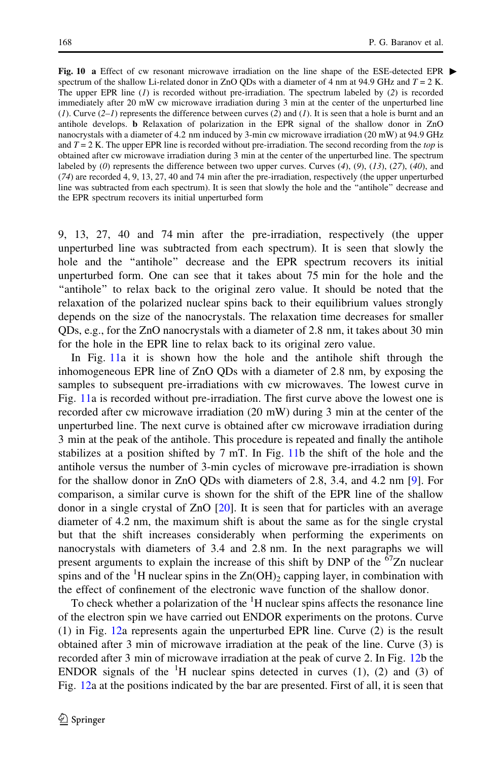**Fig. 10** **a** Effect of cw resonant microwave irradiation on the line shape of the ESE-detected EPR spectrum of the shallow Li-related donor in ZnO QDs with a diameter of 4 nm at 94.9 GHz and $T = 2$ K. The upper EPR line (*1*) is recorded without pre-irradiation. The spectrum labeled by (*2*) is recorded immediately after 20 mW cw microwave irradiation during 3 min at the center of the unperturbed line (*1*). Curve (*2–1*) represents the difference between curves (*2*) and (*1*). It is seen that a hole is burnt and an antihole develops. **b** Relaxation of polarization in the EPR signal of the shallow donor in ZnO nanocrystals with a diameter of 4.2 nm induced by 3-min cw microwave irradiation (20 mW) at 94.9 GHz and $T = 2$ K. The upper EPR line is recorded without pre-irradiation. The second recording from the *top* is obtained after cw microwave irradiation during 3 min at the center of the unperturbed line. The spectrum labeled by (*0*) represents the difference between two upper curves. Curves (*4*), (*9*), (*13*), (*27*), (*40*), and (*74*) are recorded 4, 9, 13, 27, 40 and 74 min after the pre-irradiation, respectively (the upper unperturbed line was subtracted from each spectrum). It is seen that slowly the hole and the "antihole" decrease and the EPR spectrum recovers its initial unperturbed form

9, 13, 27, 40 and 74 min after the pre-irradiation, respectively (the upper unperturbed line was subtracted from each spectrum). It is seen that slowly the hole and the "antihole" decrease and the EPR spectrum recovers its initial unperturbed form. One can see that it takes about 75 min for the hole and the "antihole" to relax back to the original zero value. It should be noted that the relaxation of the polarized nuclear spins back to their equilibrium values strongly depends on the size of the nanocrystals. The relaxation time decreases for smaller QDs, e.g., for the ZnO nanocrystals with a diameter of 2.8 nm, it takes about 30 min for the hole in the EPR line to relax back to its original zero value.

In Fig. 11a it is shown how the hole and the antihole shift through the inhomogeneous EPR line of ZnO QDs with a diameter of 2.8 nm, by exposing the samples to subsequent pre-irradiations with cw microwaves. The lowest curve in Fig. 11a is recorded without pre-irradiation. The first curve above the lowest one is recorded after cw microwave irradiation (20 mW) during 3 min at the center of the unperturbed line. The next curve is obtained after cw microwave irradiation during 3 min at the peak of the antihole. This procedure is repeated and finally the antihole stabilizes at a position shifted by 7 mT. In Fig. 11b the shift of the hole and the antihole versus the number of 3-min cycles of microwave pre-irradiation is shown for the shallow donor in ZnO QDs with diameters of 2.8, 3.4, and 4.2 nm [9]. For comparison, a similar curve is shown for the shift of the EPR line of the shallow donor in a single crystal of ZnO [20]. It is seen that for particles with an average diameter of 4.2 nm, the maximum shift is about the same as for the single crystal but that the shift increases considerably when performing the experiments on nanocrystals with diameters of 3.4 and 2.8 nm. In the next paragraphs we will present arguments to explain the increase of this shift by DNP of the $^{67}$Zn nuclear spins and of the $^{1}$H nuclear spins in the $Zn(OH)_2$ capping layer, in combination with the effect of confinement of the electronic wave function of the shallow donor.

To check whether a polarization of the $^{1}$H nuclear spins affects the resonance line of the electron spin we have carried out ENDOR experiments on the protons. Curve (1) in Fig. 12a represents again the unperturbed EPR line. Curve (2) is the result obtained after 3 min of microwave irradiation at the peak of the line. Curve (3) is recorded after 3 min of microwave irradiation at the peak of curve 2. In Fig. 12b the ENDOR signals of the $^{1}$H nuclear spins detected in curves (1), (2) and (3) of Fig. 12a at the positions indicated by the bar are presented. First of all, it is seen that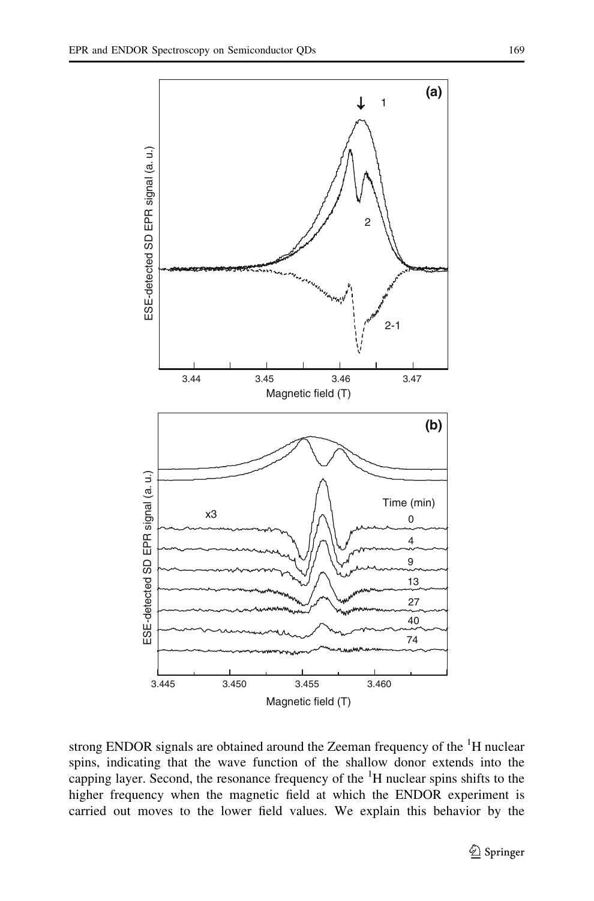strong ENDOR signals are obtained around the Zeeman frequency of the $^{1}$H nuclear spins, indicating that the wave function of the shallow donor extends into the capping layer. Second, the resonance frequency of the $^{1}$H nuclear spins shifts to the higher frequency when the magnetic field at which the ENDOR experiment is carried out moves to the lower field values. We explain this behavior by the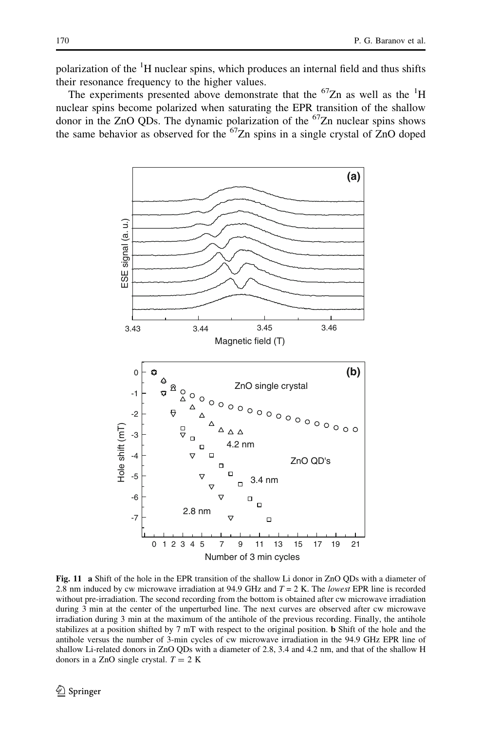polarization of the $^{1}H$ nuclear spins, which produces an internal field and thus shifts their resonance frequency to the higher values.

The experiments presented above demonstrate that the $^{67}Zn$ as well as the $^{1}H$ nuclear spins become polarized when saturating the EPR transition of the shallow donor in the ZnO QDs. The dynamic polarization of the $^{67}Zn$ nuclear spins shows the same behavior as observed for the $^{67}Zn$ spins in a single crystal of ZnO doped

**Fig. 11** **a** Shift of the hole in the EPR transition of the shallow Li donor in ZnO QDs with a diameter of 2.8 nm induced by cw microwave irradiation at 94.9 GHz and $T = 2$ K. The *lowest* EPR line is recorded without pre-irradiation. The second recording from the bottom is obtained after cw microwave irradiation during 3 min at the center of the unperturbed line. The next curves are observed after cw microwave irradiation during 3 min at the maximum of the antihole of the previous recording. Finally, the antihole stabilizes at a position shifted by 7 mT with respect to the original position. **b** Shift of the hole and the antihole versus the number of 3-min cycles of cw microwave irradiation in the 94.9 GHz EPR line of shallow Li-related donors in ZnO QDs with a diameter of 2.8, 3.4 and 4.2 nm, and that of the shallow H donors in a ZnO single crystal. $T = 2$ K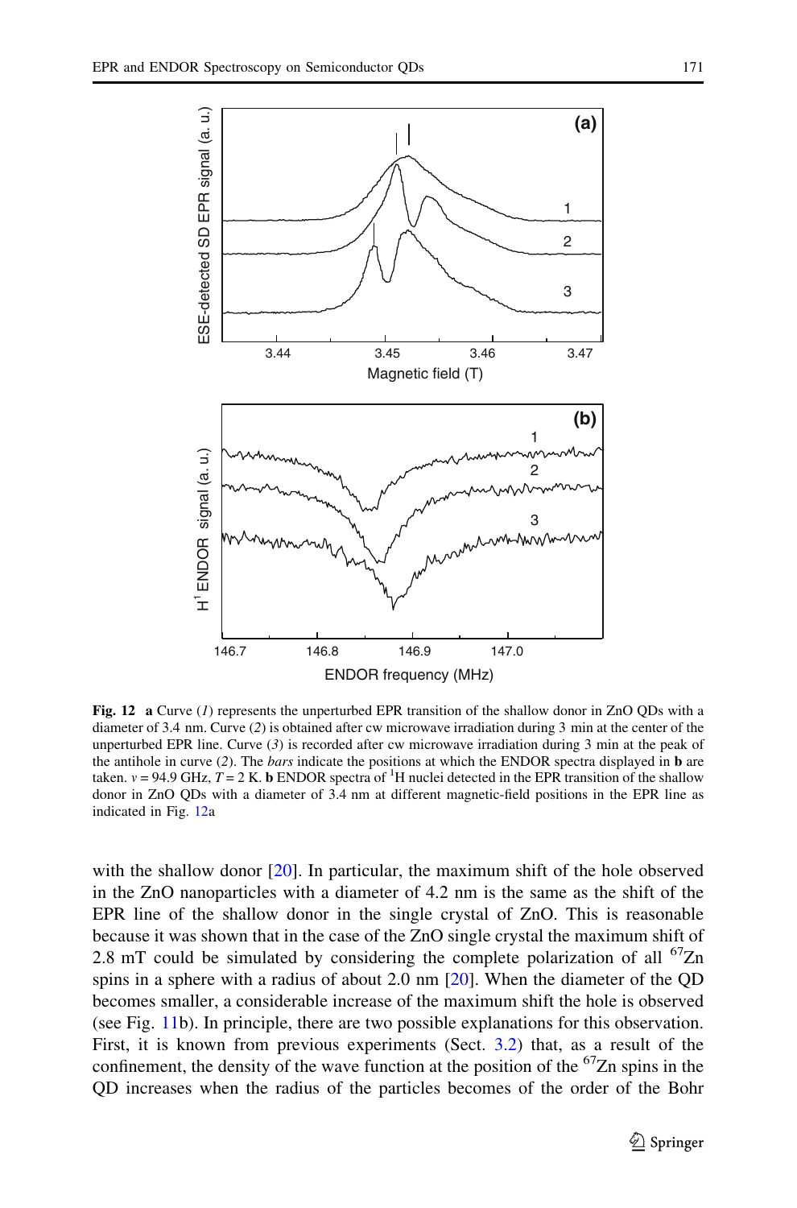**Fig. 12** **a** Curve (*1*) represents the unperturbed EPR transition of the shallow donor in ZnO QDs with a diameter of 3.4 nm. Curve (*2*) is obtained after cw microwave irradiation during 3 min at the center of the unperturbed EPR line. Curve (*3*) is recorded after cw microwave irradiation during 3 min at the peak of the antihole in curve (*2*). The *bars* indicate the positions at which the ENDOR spectra displayed in **b** are taken. $\nu = 94.9$ GHz, $T = 2$ K. **b** ENDOR spectra of $^1$H nuclei detected in the EPR transition of the shallow donor in ZnO QDs with a diameter of 3.4 nm at different magnetic-field positions in the EPR line as indicated in Fig. 12a

with the shallow donor [20]. In particular, the maximum shift of the hole observed in the ZnO nanoparticles with a diameter of 4.2 nm is the same as the shift of the EPR line of the shallow donor in the single crystal of ZnO. This is reasonable because it was shown that in the case of the ZnO single crystal the maximum shift of 2.8 mT could be simulated by considering the complete polarization of all $^{67}$Zn spins in a sphere with a radius of about 2.0 nm [20]. When the diameter of the QD becomes smaller, a considerable increase of the maximum shift the hole is observed (see Fig. 11b). In principle, there are two possible explanations for this observation. First, it is known from previous experiments (Sect. 3.2) that, as a result of the confinement, the density of the wave function at the position of the $^{67}$Zn spins in the QD increases when the radius of the particles becomes of the order of the Bohr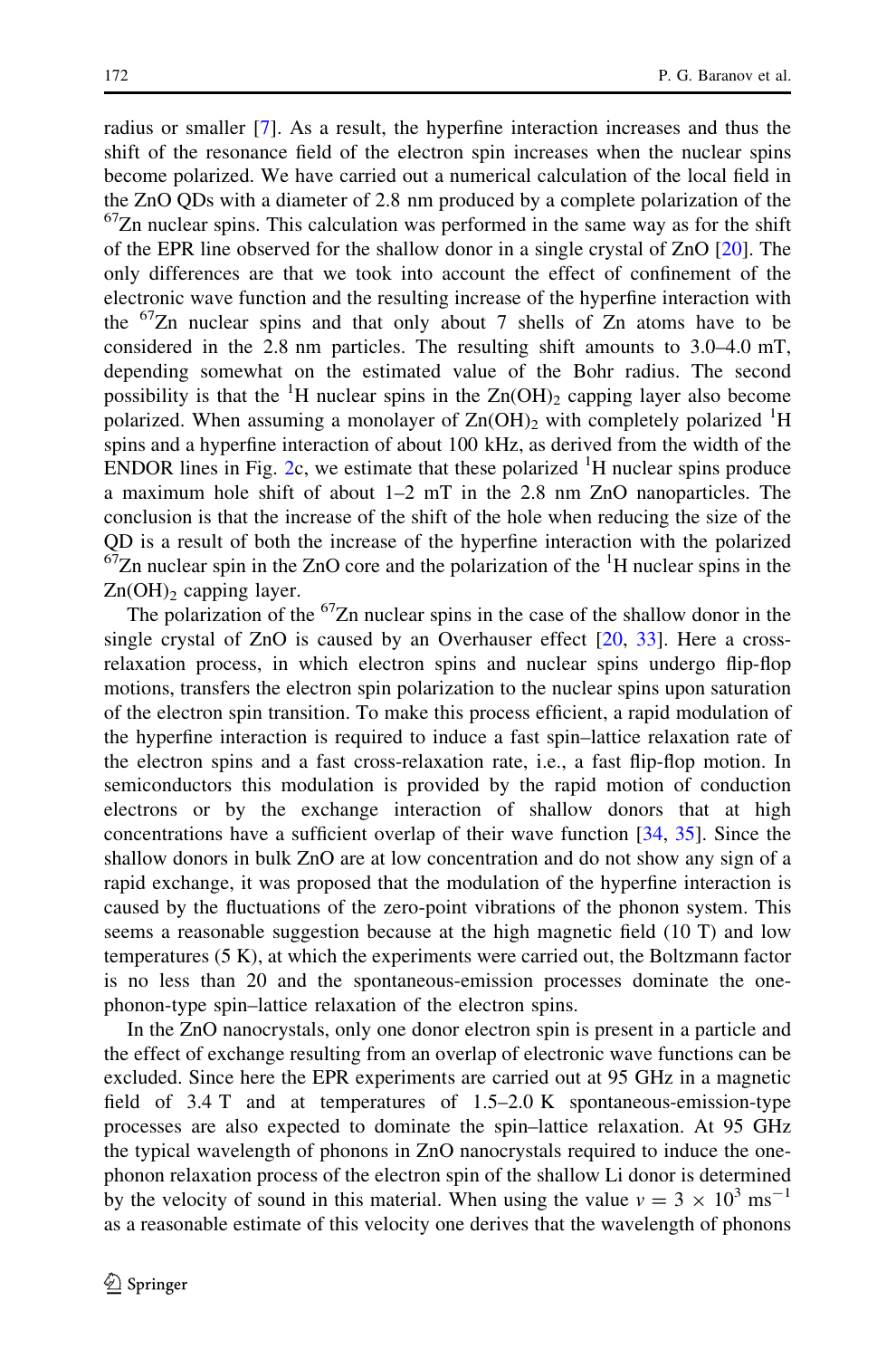radius or smaller [7]. As a result, the hyperfine interaction increases and thus the shift of the resonance field of the electron spin increases when the nuclear spins become polarized. We have carried out a numerical calculation of the local field in the ZnO QDs with a diameter of 2.8 nm produced by a complete polarization of the $^{67}$Zn nuclear spins. This calculation was performed in the same way as for the shift of the EPR line observed for the shallow donor in a single crystal of ZnO [20]. The only differences are that we took into account the effect of confinement of the electronic wave function and the resulting increase of the hyperfine interaction with the $^{67}$Zn nuclear spins and that only about 7 shells of Zn atoms have to be considered in the 2.8 nm particles. The resulting shift amounts to 3.0–4.0 mT, depending somewhat on the estimated value of the Bohr radius. The second possibility is that the $^{1}$H nuclear spins in the $Zn(OH)_2$ capping layer also become polarized. When assuming a monolayer of $Zn(OH)_2$ with completely polarized $^{1}$H spins and a hyperfine interaction of about 100 kHz, as derived from the width of the ENDOR lines in Fig. 2c, we estimate that these polarized $^{1}$H nuclear spins produce a maximum hole shift of about 1–2 mT in the 2.8 nm ZnO nanoparticles. The conclusion is that the increase of the shift of the hole when reducing the size of the QD is a result of both the increase of the hyperfine interaction with the polarized $^{67}$Zn nuclear spin in the ZnO core and the polarization of the $^{1}$H nuclear spins in the $Zn(OH)_2$ capping layer.

The polarization of the $^{67}$Zn nuclear spins in the case of the shallow donor in the single crystal of ZnO is caused by an Overhauser effect [20, 33]. Here a cross-relaxation process, in which electron spins and nuclear spins undergo flip-flop motions, transfers the electron spin polarization to the nuclear spins upon saturation of the electron spin transition. To make this process efficient, a rapid modulation of the hyperfine interaction is required to induce a fast spin–lattice relaxation rate of the electron spins and a fast cross-relaxation rate, i.e., a fast flip-flop motion. In semiconductors this modulation is provided by the rapid motion of conduction electrons or by the exchange interaction of shallow donors that at high concentrations have a sufficient overlap of their wave function [34, 35]. Since the shallow donors in bulk ZnO are at low concentration and do not show any sign of a rapid exchange, it was proposed that the modulation of the hyperfine interaction is caused by the fluctuations of the zero-point vibrations of the phonon system. This seems a reasonable suggestion because at the high magnetic field (10 T) and low temperatures (5 K), at which the experiments were carried out, the Boltzmann factor is no less than 20 and the spontaneous-emission processes dominate the one-phonon-type spin–lattice relaxation of the electron spins.

In the ZnO nanocrystals, only one donor electron spin is present in a particle and the effect of exchange resulting from an overlap of electronic wave functions can be excluded. Since here the EPR experiments are carried out at 95 GHz in a magnetic field of 3.4 T and at temperatures of 1.5–2.0 K spontaneous-emission-type processes are also expected to dominate the spin–lattice relaxation. At 95 GHz the typical wavelength of phonons in ZnO nanocrystals required to induce the one-phonon relaxation process of the electron spin of the shallow Li donor is determined by the velocity of sound in this material. When using the value $v = 3 \times 10^{3}$ ms$^{-1}$ as a reasonable estimate of this velocity one derives that the wavelength of phonons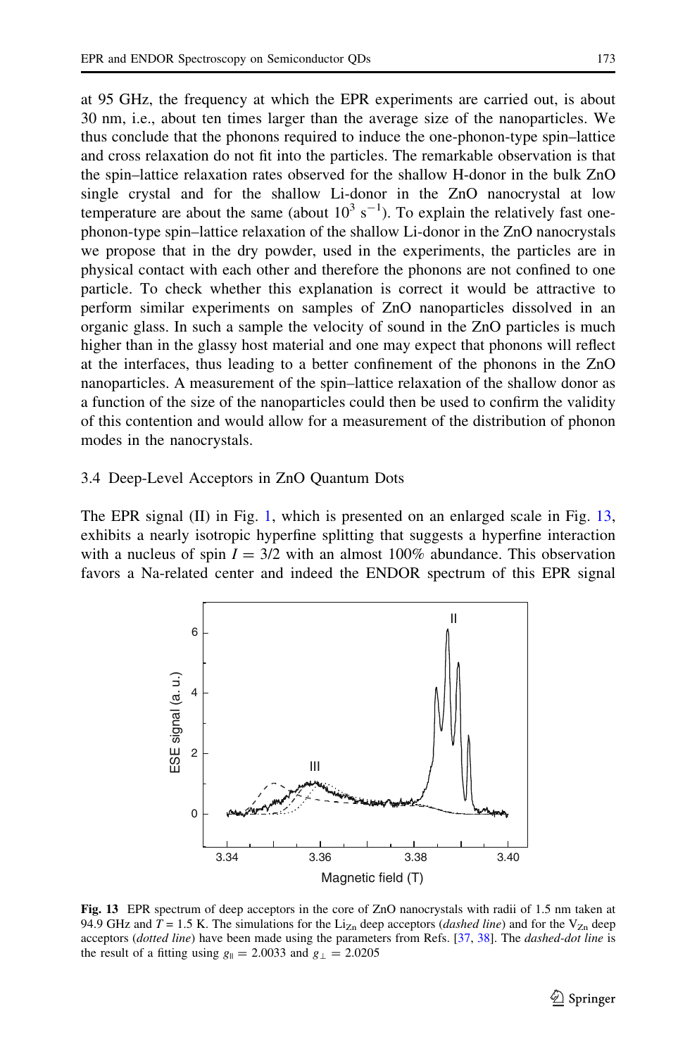at 95 GHz, the frequency at which the EPR experiments are carried out, is about 30 nm, i.e., about ten times larger than the average size of the nanoparticles. We thus conclude that the phonons required to induce the one-phonon-type spin–lattice and cross relaxation do not fit into the particles. The remarkable observation is that the spin–lattice relaxation rates observed for the shallow H-donor in the bulk ZnO single crystal and for the shallow Li-donor in the ZnO nanocrystal at low temperature are about the same (about $10^3\ s^{-1}$). To explain the relatively fast one-phonon-type spin–lattice relaxation of the shallow Li-donor in the ZnO nanocrystals we propose that in the dry powder, used in the experiments, the particles are in physical contact with each other and therefore the phonons are not confined to one particle. To check whether this explanation is correct it would be attractive to perform similar experiments on samples of ZnO nanoparticles dissolved in an organic glass. In such a sample the velocity of sound in the ZnO particles is much higher than in the glassy host material and one may expect that phonons will reflect at the interfaces, thus leading to a better confinement of the phonons in the ZnO nanoparticles. A measurement of the spin–lattice relaxation of the shallow donor as a function of the size of the nanoparticles could then be used to confirm the validity of this contention and would allow for a measurement of the distribution of phonon modes in the nanocrystals.

### 3.4 Deep-Level Acceptors in ZnO Quantum Dots

The EPR signal (II) in Fig. 1, which is presented on an enlarged scale in Fig. 13, exhibits a nearly isotropic hyperfine splitting that suggests a hyperfine interaction with a nucleus of spin $I = 3/2$ with an almost 100% abundance. This observation favors a Na-related center and indeed the ENDOR spectrum of this EPR signal

**Fig. 13** EPR spectrum of deep acceptors in the core of ZnO nanocrystals with radii of 1.5 nm taken at 94.9 GHz and $T = 1.5$ K. The simulations for the $Li_{Zn}$ deep acceptors (*dashed line*) and for the $V_{Zn}$ deep acceptors (*dotted line*) have been made using the parameters from Refs. [37, 38]. The *dashed-dot line* is the result of a fitting using $g_{\parallel} = 2.0033$ and $g_{\perp} = 2.0205$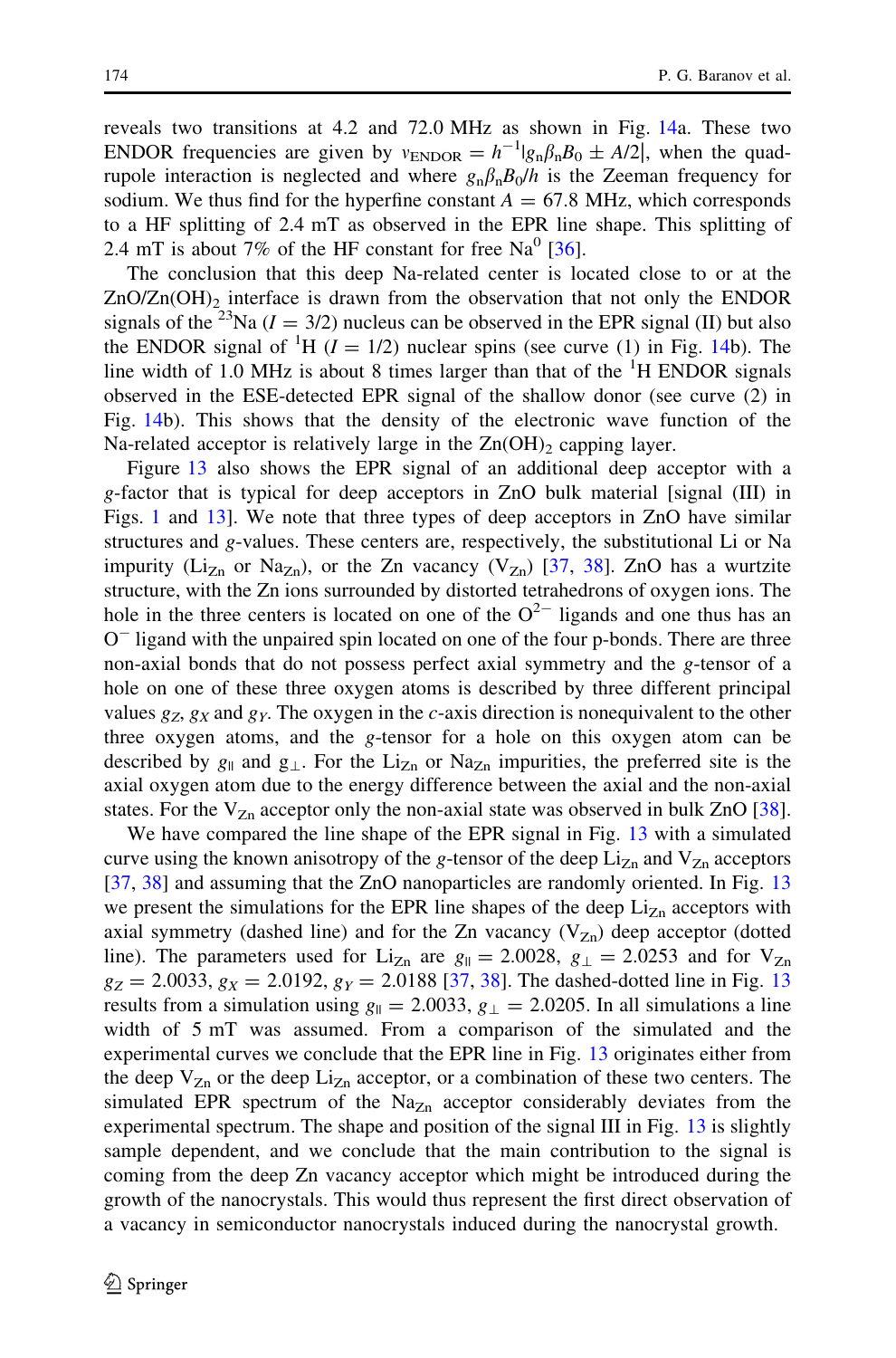reveals two transitions at 4.2 and 72.0 MHz as shown in Fig. 14a. These two ENDOR frequencies are given by $\nu_{\text{ENDOR}} = h^{-1}|g_n\beta_n B_0 \pm A/2|$, when the quadrupole interaction is neglected and where $g_n\beta_n B_0/h$ is the Zeeman frequency for sodium. We thus find for the hyperfine constant $A = 67.8$ MHz, which corresponds to a HF splitting of 2.4 mT as observed in the EPR line shape. This splitting of 2.4 mT is about 7% of the HF constant for free $Na^0$ [36].

The conclusion that this deep Na-related center is located close to or at the $ZnO/Zn(OH)_2$ interface is drawn from the observation that not only the ENDOR signals of the $^{23}Na$ ($I = 3/2$) nucleus can be observed in the EPR signal (II) but also the ENDOR signal of $^1H$ ($I = 1/2$) nuclear spins (see curve (1) in Fig. 14b). The line width of 1.0 MHz is about 8 times larger than that of the $^1H$ ENDOR signals observed in the ESE-detected EPR signal of the shallow donor (see curve (2) in Fig. 14b). This shows that the density of the electronic wave function of the Na-related acceptor is relatively large in the $Zn(OH)_2$ capping layer.

Figure 13 also shows the EPR signal of an additional deep acceptor with a $g$-factor that is typical for deep acceptors in ZnO bulk material [signal (III) in Figs. 1 and 13]. We note that three types of deep acceptors in ZnO have similar structures and $g$-values. These centers are, respectively, the substitutional Li or Na impurity ($Li_{Zn}$ or $Na_{Zn}$), or the Zn vacancy ($V_{Zn}$) [37, 38]. ZnO has a wurtzite structure, with the Zn ions surrounded by distorted tetrahedrons of oxygen ions. The hole in the three centers is located on one of the $O^{2-}$ ligands and one thus has an $O^-$ ligand with the unpaired spin located on one of the four p-bonds. There are three non-axial bonds that do not possess perfect axial symmetry and the $g$-tensor of a hole on one of these three oxygen atoms is described by three different principal values $g_Z$, $g_X$ and $g_Y$. The oxygen in the $c$-axis direction is nonequivalent to the other three oxygen atoms, and the $g$-tensor for a hole on this oxygen atom can be described by $g_{\parallel}$ and $g_{\perp}$. For the $Li_{Zn}$ or $Na_{Zn}$ impurities, the preferred site is the axial oxygen atom due to the energy difference between the axial and the non-axial states. For the $V_{Zn}$ acceptor only the non-axial state was observed in bulk ZnO [38].

We have compared the line shape of the EPR signal in Fig. 13 with a simulated curve using the known anisotropy of the $g$-tensor of the deep $Li_{Zn}$ and $V_{Zn}$ acceptors [37, 38] and assuming that the ZnO nanoparticles are randomly oriented. In Fig. 13 we present the simulations for the EPR line shapes of the deep $Li_{Zn}$ acceptors with axial symmetry (dashed line) and for the Zn vacancy ($V_{Zn}$) deep acceptor (dotted line). The parameters used for $Li_{Zn}$ are $g_{\parallel} = 2.0028$, $g_{\perp} = 2.0253$ and for $V_{Zn}$ $g_Z = 2.0033$, $g_X = 2.0192$, $g_Y = 2.0188$ [37, 38]. The dashed-dotted line in Fig. 13 results from a simulation using $g_{\parallel} = 2.0033$, $g_{\perp} = 2.0205$. In all simulations a line width of 5 mT was assumed. From a comparison of the simulated and the experimental curves we conclude that the EPR line in Fig. 13 originates either from the deep $V_{Zn}$ or the deep $Li_{Zn}$ acceptor, or a combination of these two centers. The simulated EPR spectrum of the $Na_{Zn}$ acceptor considerably deviates from the experimental spectrum. The shape and position of the signal III in Fig. 13 is slightly sample dependent, and we conclude that the main contribution to the signal is coming from the deep Zn vacancy acceptor which might be introduced during the growth of the nanocrystals. This would thus represent the first direct observation of a vacancy in semiconductor nanocrystals induced during the nanocrystal growth.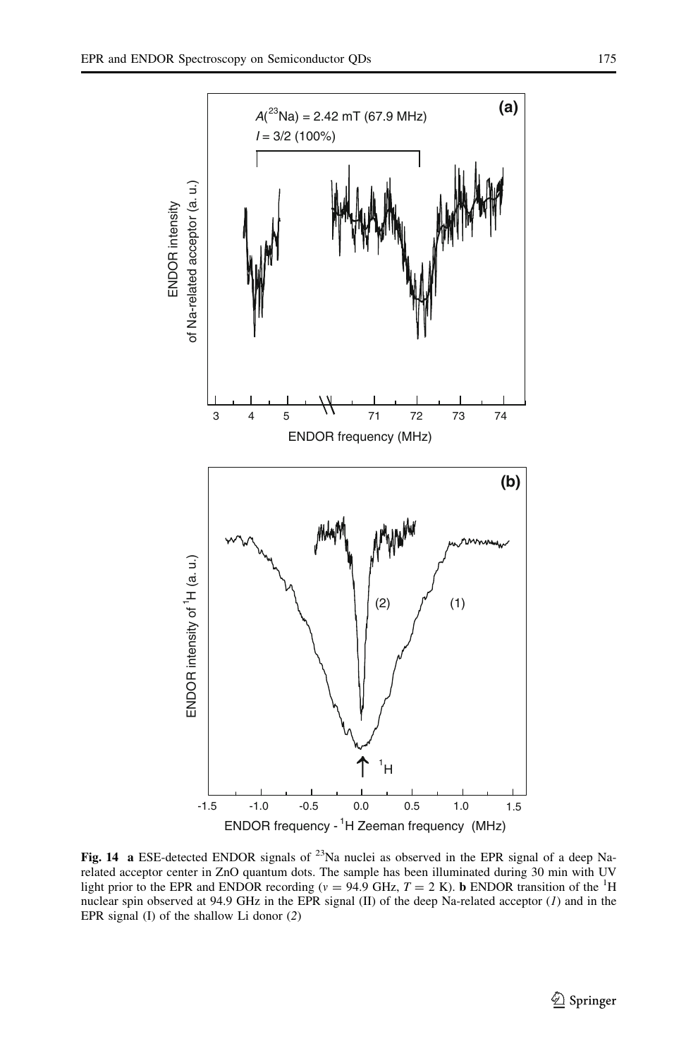**Fig. 14** **a** ESE-detected ENDOR signals of $^{23}$Na nuclei as observed in the EPR signal of a deep Na-related acceptor center in ZnO quantum dots. The sample has been illuminated during 30 min with UV light prior to the EPR and ENDOR recording ($\nu = 94.9$ GHz, $T = 2$ K). **b** ENDOR transition of the $^{1}$H nuclear spin observed at 94.9 GHz in the EPR signal (II) of the deep Na-related acceptor (*1*) and in the EPR signal (I) of the shallow Li donor (*2*)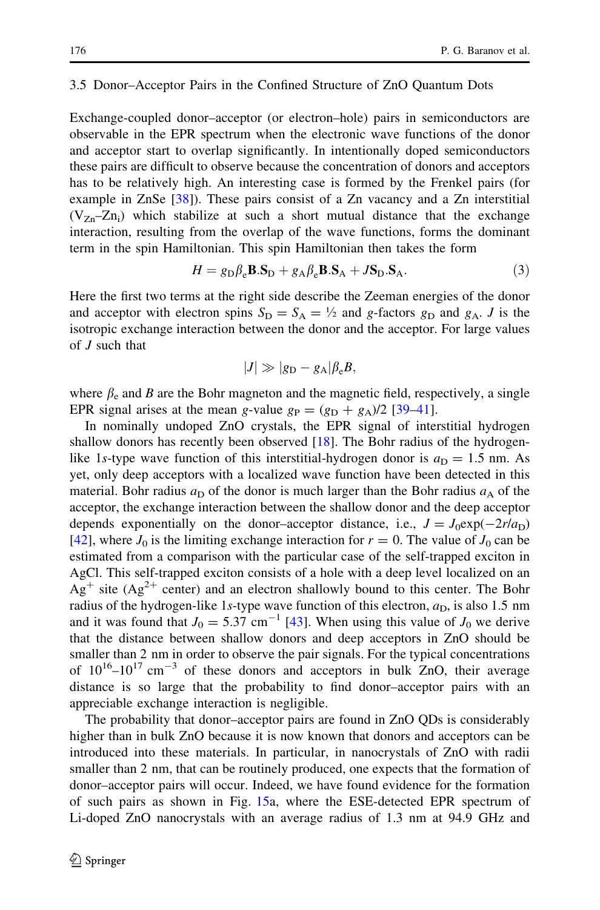## 3.5 Donor–Acceptor Pairs in the Confined Structure of ZnO Quantum Dots

Exchange-coupled donor–acceptor (or electron–hole) pairs in semiconductors are observable in the EPR spectrum when the electronic wave functions of the donor and acceptor start to overlap significantly. In intentionally doped semiconductors these pairs are difficult to observe because the concentration of donors and acceptors has to be relatively high. An interesting case is formed by the Frenkel pairs (for example in ZnSe [38]). These pairs consist of a Zn vacancy and a Zn interstitial ($V_{Zn}$–$Zn_i$) which stabilize at such a short mutual distance that the exchange interaction, resulting from the overlap of the wave functions, forms the dominant term in the spin Hamiltonian. This spin Hamiltonian then takes the form

$$H = g_D \beta_e \mathbf{B}.\mathbf{S}_D + g_A \beta_e \mathbf{B}.\mathbf{S}_A + J\mathbf{S}_D.\mathbf{S}_A. \tag{3}$$

Here the first two terms at the right side describe the Zeeman energies of the donor and acceptor with electron spins $S_D = S_A = ½$ and $g$-factors $g_D$ and $g_A$. $J$ is the isotropic exchange interaction between the donor and the acceptor. For large values of $J$ such that

$$|J| \gg |g_D - g_A|\beta_e B,$$

where $\beta_e$ and $B$ are the Bohr magneton and the magnetic field, respectively, a single EPR signal arises at the mean $g$-value $g_P = (g_D + g_A)/2$ [39–41].

In nominally undoped ZnO crystals, the EPR signal of interstitial hydrogen shallow donors has recently been observed [18]. The Bohr radius of the hydrogen-like 1$s$-type wave function of this interstitial-hydrogen donor is $a_D = 1.5$ nm. As yet, only deep acceptors with a localized wave function have been detected in this material. Bohr radius $a_D$ of the donor is much larger than the Bohr radius $a_A$ of the acceptor, the exchange interaction between the shallow donor and the deep acceptor depends exponentially on the donor–acceptor distance, i.e., $J = J_0 \exp(-2r/a_D)$ [42], where $J_0$ is the limiting exchange interaction for $r = 0$. The value of $J_0$ can be estimated from a comparison with the particular case of the self-trapped exciton in AgCl. This self-trapped exciton consists of a hole with a deep level localized on an $Ag^+$ site ($Ag^{2+}$ center) and an electron shallowly bound to this center. The Bohr radius of the hydrogen-like 1$s$-type wave function of this electron, $a_D$, is also 1.5 nm and it was found that $J_0 = 5.37$ cm$^{-1}$ [43]. When using this value of $J_0$ we derive that the distance between shallow donors and deep acceptors in ZnO should be smaller than 2 nm in order to observe the pair signals. For the typical concentrations of $10^{16}$–$10^{17}$ cm$^{-3}$ of these donors and acceptors in bulk ZnO, their average distance is so large that the probability to find donor–acceptor pairs with an appreciable exchange interaction is negligible.

The probability that donor–acceptor pairs are found in ZnO QDs is considerably higher than in bulk ZnO because it is now known that donors and acceptors can be introduced into these materials. In particular, in nanocrystals of ZnO with radii smaller than 2 nm, that can be routinely produced, one expects that the formation of donor–acceptor pairs will occur. Indeed, we have found evidence for the formation of such pairs as shown in Fig. 15a, where the ESE-detected EPR spectrum of Li-doped ZnO nanocrystals with an average radius of 1.3 nm at 94.9 GHz and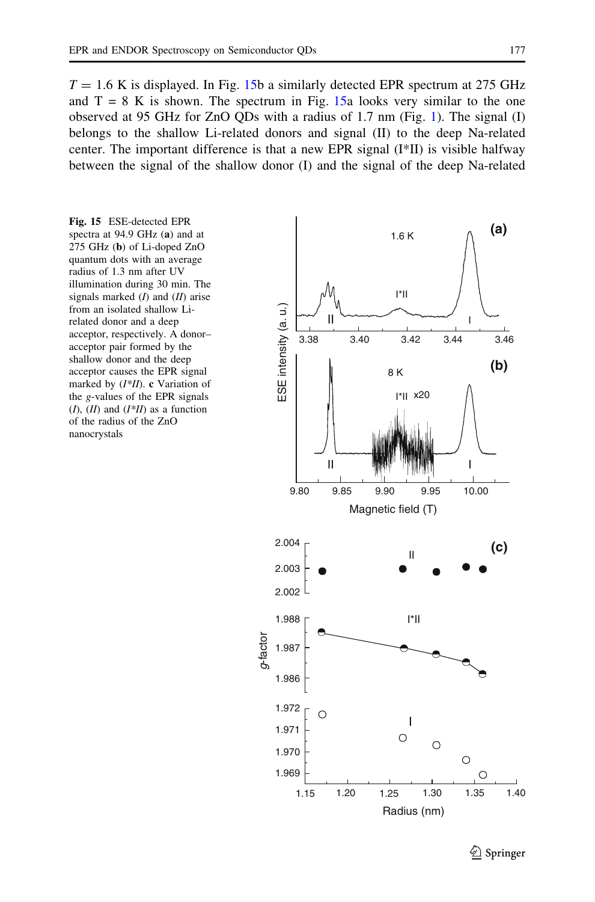$T = 1.6$ K is displayed. In Fig. 15b a similarly detected EPR spectrum at 275 GHz and $T = 8$ K is shown. The spectrum in Fig. 15a looks very similar to the one observed at 95 GHz for ZnO QDs with a radius of 1.7 nm (Fig. 1). The signal (I) belongs to the shallow Li-related donors and signal (II) to the deep Na-related center. The important difference is that a new EPR signal (I*II) is visible halfway between the signal of the shallow donor (I) and the signal of the deep Na-related

**Fig. 15** ESE-detected EPR spectra at 94.9 GHz (**a**) and at 275 GHz (**b**) of Li-doped ZnO quantum dots with an average radius of 1.3 nm after UV illumination during 30 min. The signals marked (*I*) and (*II*) arise from an isolated shallow Li-related donor and a deep acceptor, respectively. A donor–acceptor pair formed by the shallow donor and the deep acceptor causes the EPR signal marked by (*I*II*). **c** Variation of the *g*-values of the EPR signals (*I*), (*II*) and (*I*II*) as a function of the radius of the ZnO nanocrystals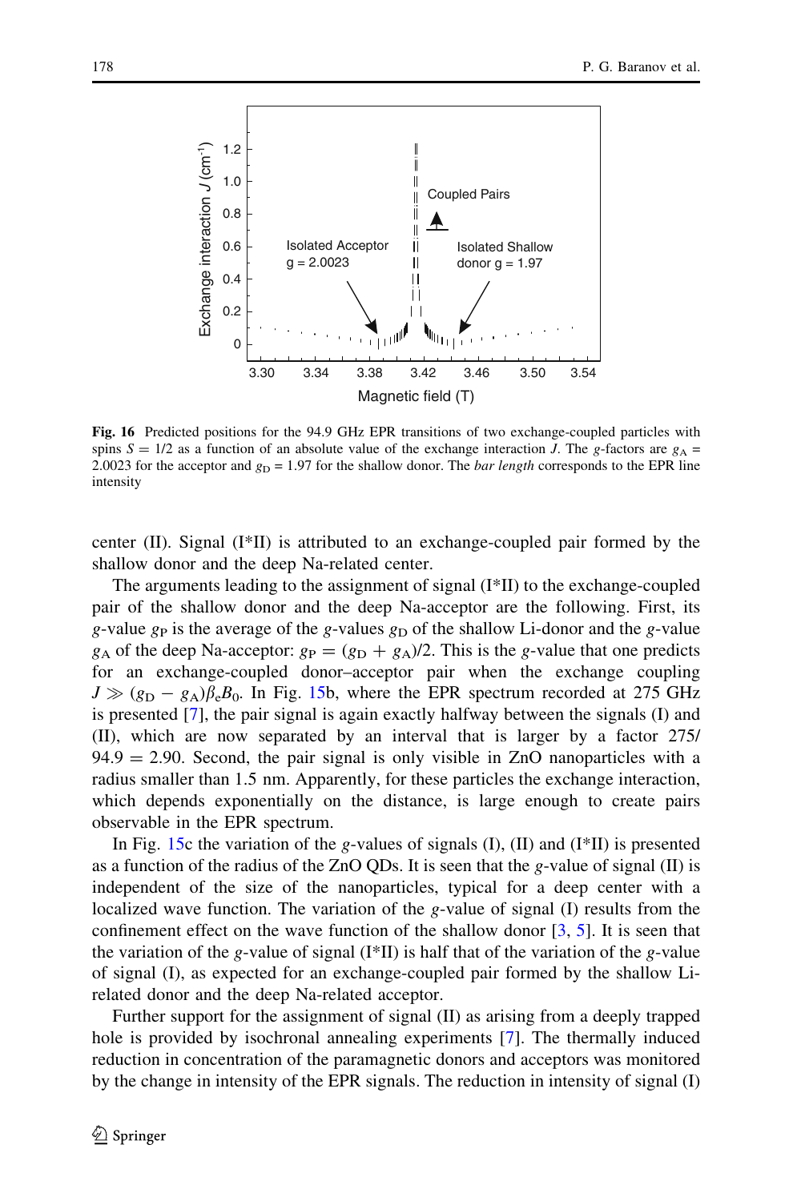**Fig. 16** Predicted positions for the 94.9 GHz EPR transitions of two exchange-coupled particles with spins $S = 1/2$ as a function of an absolute value of the exchange interaction $J$. The $g$-factors are $g_A = 2.0023$ for the acceptor and $g_D = 1.97$ for the shallow donor. The *bar length* corresponds to the EPR line intensity

center (II). Signal (I*II) is attributed to an exchange-coupled pair formed by the shallow donor and the deep Na-related center.

The arguments leading to the assignment of signal (I*II) to the exchange-coupled pair of the shallow donor and the deep Na-acceptor are the following. First, its $g$-value $g_P$ is the average of the $g$-values $g_D$ of the shallow Li-donor and the $g$-value $g_A$ of the deep Na-acceptor: $g_P = (g_D + g_A)/2$. This is the $g$-value that one predicts for an exchange-coupled donor–acceptor pair when the exchange coupling $J \gg (g_D - g_A)\beta_e B_0$. In Fig. 15b, where the EPR spectrum recorded at 275 GHz is presented [7], the pair signal is again exactly halfway between the signals (I) and (II), which are now separated by an interval that is larger by a factor 275/94.9 = 2.90. Second, the pair signal is only visible in ZnO nanoparticles with a radius smaller than 1.5 nm. Apparently, for these particles the exchange interaction, which depends exponentially on the distance, is large enough to create pairs observable in the EPR spectrum.

In Fig. 15c the variation of the $g$-values of signals (I), (II) and (I*II) is presented as a function of the radius of the ZnO QDs. It is seen that the $g$-value of signal (II) is independent of the size of the nanoparticles, typical for a deep center with a localized wave function. The variation of the $g$-value of signal (I) results from the confinement effect on the wave function of the shallow donor [3, 5]. It is seen that the variation of the $g$-value of signal (I*II) is half that of the variation of the $g$-value of signal (I), as expected for an exchange-coupled pair formed by the shallow Li-related donor and the deep Na-related acceptor.

Further support for the assignment of signal (II) as arising from a deeply trapped hole is provided by isochronal annealing experiments [7]. The thermally induced reduction in concentration of the paramagnetic donors and acceptors was monitored by the change in intensity of the EPR signals. The reduction in intensity of signal (I)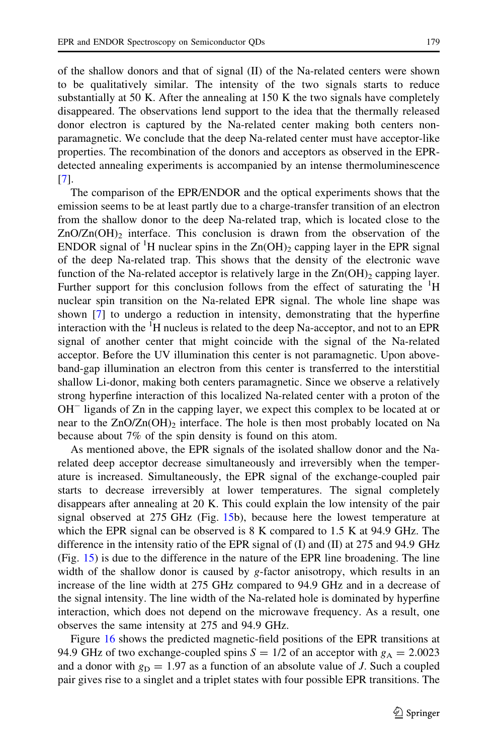of the shallow donors and that of signal (II) of the Na-related centers were shown to be qualitatively similar. The intensity of the two signals starts to reduce substantially at 50 K. After the annealing at 150 K the two signals have completely disappeared. The observations lend support to the idea that the thermally released donor electron is captured by the Na-related center making both centers non-paramagnetic. We conclude that the deep Na-related center must have acceptor-like properties. The recombination of the donors and acceptors as observed in the EPR-detected annealing experiments is accompanied by an intense thermoluminescence [7].

The comparison of the EPR/ENDOR and the optical experiments shows that the emission seems to be at least partly due to a charge-transfer transition of an electron from the shallow donor to the deep Na-related trap, which is located close to the $ZnO/Zn(OH)_2$ interface. This conclusion is drawn from the observation of the ENDOR signal of $^1H$ nuclear spins in the $Zn(OH)_2$ capping layer in the EPR signal of the deep Na-related trap. This shows that the density of the electronic wave function of the Na-related acceptor is relatively large in the $Zn(OH)_2$ capping layer. Further support for this conclusion follows from the effect of saturating the $^1H$ nuclear spin transition on the Na-related EPR signal. The whole line shape was shown [7] to undergo a reduction in intensity, demonstrating that the hyperfine interaction with the $^1H$ nucleus is related to the deep Na-acceptor, and not to an EPR signal of another center that might coincide with the signal of the Na-related acceptor. Before the UV illumination this center is not paramagnetic. Upon above-band-gap illumination an electron from this center is transferred to the interstitial shallow Li-donor, making both centers paramagnetic. Since we observe a relatively strong hyperfine interaction of this localized Na-related center with a proton of the $OH^-$ ligands of Zn in the capping layer, we expect this complex to be located at or near to the $ZnO/Zn(OH)_2$ interface. The hole is then most probably located on Na because about 7% of the spin density is found on this atom.

As mentioned above, the EPR signals of the isolated shallow donor and the Na-related deep acceptor decrease simultaneously and irreversibly when the temperature is increased. Simultaneously, the EPR signal of the exchange-coupled pair starts to decrease irreversibly at lower temperatures. The signal completely disappears after annealing at 20 K. This could explain the low intensity of the pair signal observed at 275 GHz (Fig. 15b), because here the lowest temperature at which the EPR signal can be observed is 8 K compared to 1.5 K at 94.9 GHz. The difference in the intensity ratio of the EPR signal of (I) and (II) at 275 and 94.9 GHz (Fig. 15) is due to the difference in the nature of the EPR line broadening. The line width of the shallow donor is caused by *g*-factor anisotropy, which results in an increase of the line width at 275 GHz compared to 94.9 GHz and in a decrease of the signal intensity. The line width of the Na-related hole is dominated by hyperfine interaction, which does not depend on the microwave frequency. As a result, one observes the same intensity at 275 and 94.9 GHz.

Figure 16 shows the predicted magnetic-field positions of the EPR transitions at 94.9 GHz of two exchange-coupled spins $S = 1/2$ of an acceptor with $g_A = 2.0023$ and a donor with $g_D = 1.97$ as a function of an absolute value of $J$. Such a coupled pair gives rise to a singlet and a triplet states with four possible EPR transitions. The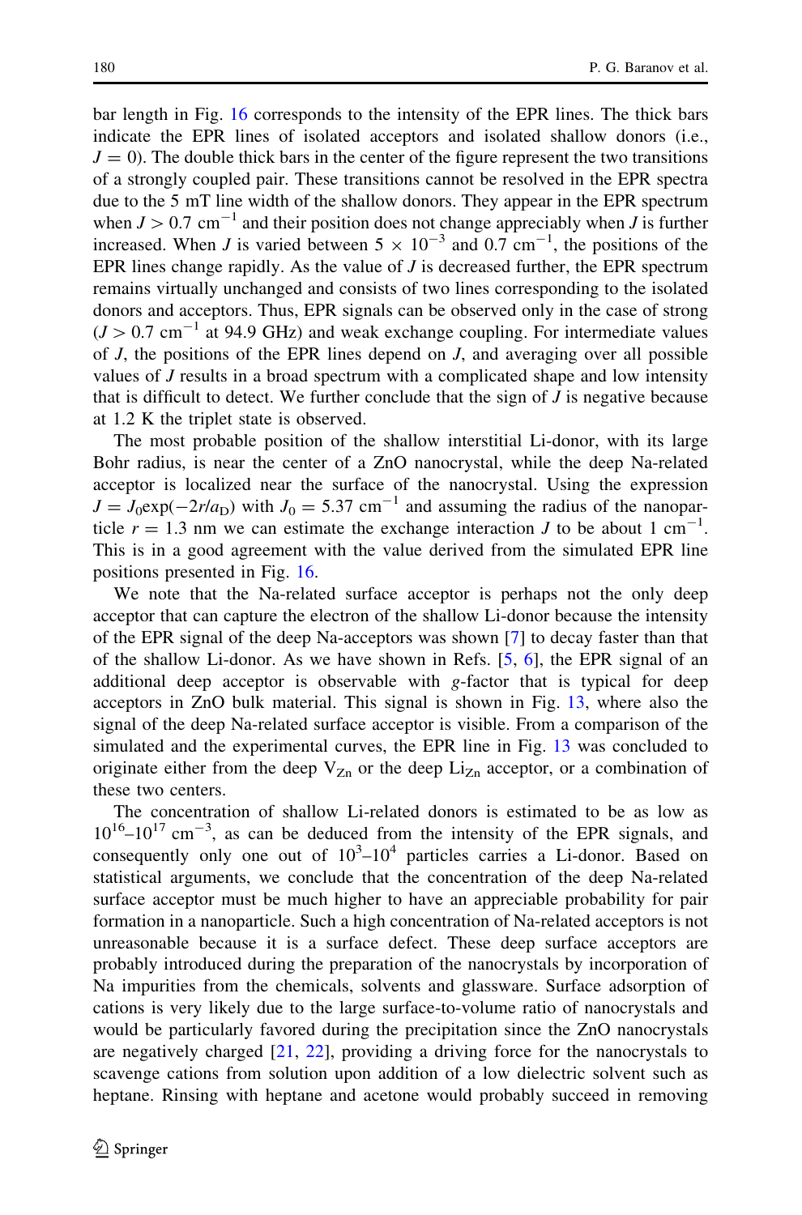bar length in Fig. 16 corresponds to the intensity of the EPR lines. The thick bars indicate the EPR lines of isolated acceptors and isolated shallow donors (i.e., $J = 0$). The double thick bars in the center of the figure represent the two transitions of a strongly coupled pair. These transitions cannot be resolved in the EPR spectra due to the 5 mT line width of the shallow donors. They appear in the EPR spectrum when $J > 0.7$ cm$^{-1}$ and their position does not change appreciably when $J$ is further increased. When $J$ is varied between $5 \times 10^{-3}$ and 0.7 cm$^{-1}$, the positions of the EPR lines change rapidly. As the value of $J$ is decreased further, the EPR spectrum remains virtually unchanged and consists of two lines corresponding to the isolated donors and acceptors. Thus, EPR signals can be observed only in the case of strong ($J > 0.7$ cm$^{-1}$ at 94.9 GHz) and weak exchange coupling. For intermediate values of $J$, the positions of the EPR lines depend on $J$, and averaging over all possible values of $J$ results in a broad spectrum with a complicated shape and low intensity that is difficult to detect. We further conclude that the sign of $J$ is negative because at 1.2 K the triplet state is observed.

The most probable position of the shallow interstitial Li-donor, with its large Bohr radius, is near the center of a ZnO nanocrystal, while the deep Na-related acceptor is localized near the surface of the nanocrystal. Using the expression $J = J_0\exp(-2r/a_D)$ with $J_0 = 5.37$ cm$^{-1}$ and assuming the radius of the nanoparticle $r = 1.3$ nm we can estimate the exchange interaction $J$ to be about 1 cm$^{-1}$. This is in a good agreement with the value derived from the simulated EPR line positions presented in Fig. 16.

We note that the Na-related surface acceptor is perhaps not the only deep acceptor that can capture the electron of the shallow Li-donor because the intensity of the EPR signal of the deep Na-acceptors was shown [7] to decay faster than that of the shallow Li-donor. As we have shown in Refs. [5, 6], the EPR signal of an additional deep acceptor is observable with $g$-factor that is typical for deep acceptors in ZnO bulk material. This signal is shown in Fig. 13, where also the signal of the deep Na-related surface acceptor is visible. From a comparison of the simulated and the experimental curves, the EPR line in Fig. 13 was concluded to originate either from the deep $V_{Zn}$ or the deep $Li_{Zn}$ acceptor, or a combination of these two centers.

The concentration of shallow Li-related donors is estimated to be as low as $10^{16}$–$10^{17}$ cm$^{-3}$, as can be deduced from the intensity of the EPR signals, and consequently only one out of $10^3$–$10^4$ particles carries a Li-donor. Based on statistical arguments, we conclude that the concentration of the deep Na-related surface acceptor must be much higher to have an appreciable probability for pair formation in a nanoparticle. Such a high concentration of Na-related acceptors is not unreasonable because it is a surface defect. These deep surface acceptors are probably introduced during the preparation of the nanocrystals by incorporation of Na impurities from the chemicals, solvents and glassware. Surface adsorption of cations is very likely due to the large surface-to-volume ratio of nanocrystals and would be particularly favored during the precipitation since the ZnO nanocrystals are negatively charged [21, 22], providing a driving force for the nanocrystals to scavenge cations from solution upon addition of a low dielectric solvent such as heptane. Rinsing with heptane and acetone would probably succeed in removing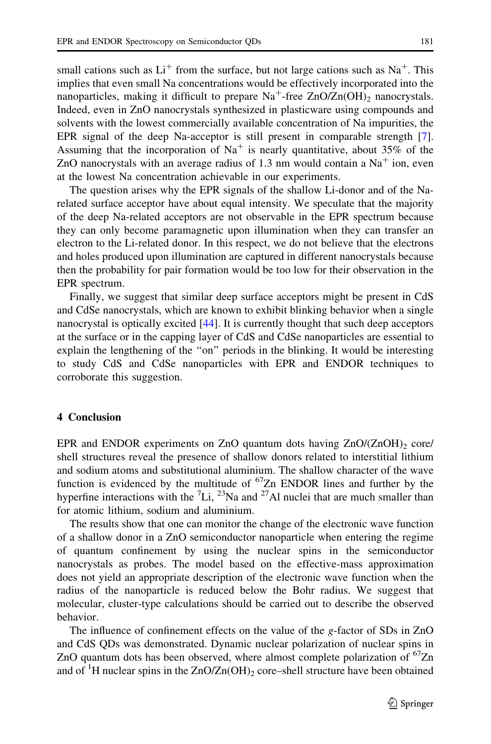small cations such as $Li^+$ from the surface, but not large cations such as $Na^+$. This implies that even small Na concentrations would be effectively incorporated into the nanoparticles, making it difficult to prepare $Na^+$-free $ZnO/Zn(OH)_2$ nanocrystals. Indeed, even in ZnO nanocrystals synthesized in plasticware using compounds and solvents with the lowest commercially available concentration of Na impurities, the EPR signal of the deep Na-acceptor is still present in comparable strength [7]. Assuming that the incorporation of $Na^+$ is nearly quantitative, about 35% of the ZnO nanocrystals with an average radius of 1.3 nm would contain a $Na^+$ ion, even at the lowest Na concentration achievable in our experiments.

The question arises why the EPR signals of the shallow Li-donor and of the Na-related surface acceptor have about equal intensity. We speculate that the majority of the deep Na-related acceptors are not observable in the EPR spectrum because they can only become paramagnetic upon illumination when they can transfer an electron to the Li-related donor. In this respect, we do not believe that the electrons and holes produced upon illumination are captured in different nanocrystals because then the probability for pair formation would be too low for their observation in the EPR spectrum.

Finally, we suggest that similar deep surface acceptors might be present in CdS and CdSe nanocrystals, which are known to exhibit blinking behavior when a single nanocrystal is optically excited [44]. It is currently thought that such deep acceptors at the surface or in the capping layer of CdS and CdSe nanoparticles are essential to explain the lengthening of the "on" periods in the blinking. It would be interesting to study CdS and CdSe nanoparticles with EPR and ENDOR techniques to corroborate this suggestion.

## 4 Conclusion

EPR and ENDOR experiments on ZnO quantum dots having $ZnO/(ZnOH)_2$ core/shell structures reveal the presence of shallow donors related to interstitial lithium and sodium atoms and substitutional aluminium. The shallow character of the wave function is evidenced by the multitude of $^{67}Zn$ ENDOR lines and further by the hyperfine interactions with the $^{7}Li$, $^{23}Na$ and $^{27}Al$ nuclei that are much smaller than for atomic lithium, sodium and aluminium.

The results show that one can monitor the change of the electronic wave function of a shallow donor in a ZnO semiconductor nanoparticle when entering the regime of quantum confinement by using the nuclear spins in the semiconductor nanocrystals as probes. The model based on the effective-mass approximation does not yield an appropriate description of the electronic wave function when the radius of the nanoparticle is reduced below the Bohr radius. We suggest that molecular, cluster-type calculations should be carried out to describe the observed behavior.

The influence of confinement effects on the value of the *g*-factor of SDs in ZnO and CdS QDs was demonstrated. Dynamic nuclear polarization of nuclear spins in ZnO quantum dots has been observed, where almost complete polarization of $^{67}Zn$ and of $^{1}H$ nuclear spins in the $ZnO/Zn(OH)_2$ core–shell structure have been obtained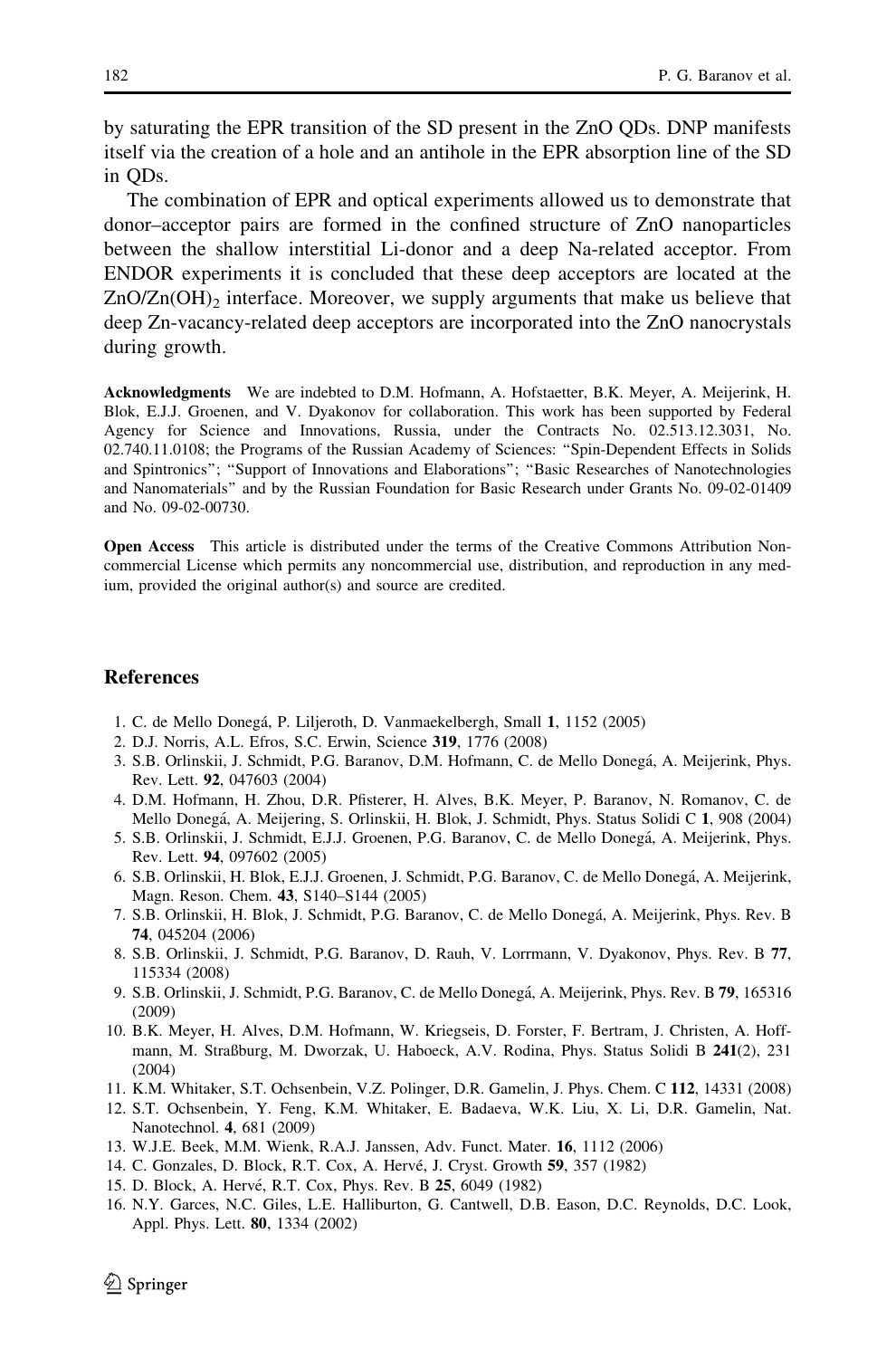by saturating the EPR transition of the SD present in the ZnO QDs. DNP manifests itself via the creation of a hole and an antihole in the EPR absorption line of the SD in QDs.

The combination of EPR and optical experiments allowed us to demonstrate that donor–acceptor pairs are formed in the confined structure of ZnO nanoparticles between the shallow interstitial Li-donor and a deep Na-related acceptor. From ENDOR experiments it is concluded that these deep acceptors are located at the $ZnO/Zn(OH)_2$ interface. Moreover, we supply arguments that make us believe that deep Zn-vacancy-related deep acceptors are incorporated into the ZnO nanocrystals during growth.

**Acknowledgments** We are indebted to D.M. Hofmann, A. Hofstaetter, B.K. Meyer, A. Meijerink, H. Blok, E.J.J. Groenen, and V. Dyakonov for collaboration. This work has been supported by Federal Agency for Science and Innovations, Russia, under the Contracts No. 02.513.12.3031, No. 02.740.11.0108; the Programs of the Russian Academy of Sciences: "Spin-Dependent Effects in Solids and Spintronics"; "Support of Innovations and Elaborations"; "Basic Researches of Nanotechnologies and Nanomaterials" and by the Russian Foundation for Basic Research under Grants No. 09-02-01409 and No. 09-02-00730.

**Open Access** This article is distributed under the terms of the Creative Commons Attribution Noncommercial License which permits any noncommercial use, distribution, and reproduction in any medium, provided the original author(s) and source are credited.

## References

1. C. de Mello Donegá, P. Liljeroth, D. Vanmaekelbergh, Small **1**, 1152 (2005)
2. D.J. Norris, A.L. Efros, S.C. Erwin, Science **319**, 1776 (2008)
3. S.B. Orlinskii, J. Schmidt, P.G. Baranov, D.M. Hofmann, C. de Mello Donegá, A. Meijerink, Phys. Rev. Lett. **92**, 047603 (2004)
4. D.M. Hofmann, H. Zhou, D.R. Pfisterer, H. Alves, B.K. Meyer, P. Baranov, N. Romanov, C. de Mello Donegá, A. Meijering, S. Orlinskii, H. Blok, J. Schmidt, Phys. Status Solidi C **1**, 908 (2004)
5. S.B. Orlinskii, J. Schmidt, E.J.J. Groenen, P.G. Baranov, C. de Mello Donegá, A. Meijerink, Phys. Rev. Lett. **94**, 097602 (2005)
6. S.B. Orlinskii, H. Blok, E.J.J. Groenen, J. Schmidt, P.G. Baranov, C. de Mello Donegá, A. Meijerink, Magn. Reson. Chem. **43**, S140–S144 (2005)
7. S.B. Orlinskii, H. Blok, J. Schmidt, P.G. Baranov, C. de Mello Donegá, A. Meijerink, Phys. Rev. B **74**, 045204 (2006)
8. S.B. Orlinskii, J. Schmidt, P.G. Baranov, D. Rauh, V. Lorrmann, V. Dyakonov, Phys. Rev. B **77**, 115334 (2008)
9. S.B. Orlinskii, J. Schmidt, P.G. Baranov, C. de Mello Donegá, A. Meijerink, Phys. Rev. B **79**, 165316 (2009)
10. B.K. Meyer, H. Alves, D.M. Hofmann, W. Kriegseis, D. Forster, F. Bertram, J. Christen, A. Hoffmann, M. Straßburg, M. Dworzak, U. Haboeck, A.V. Rodina, Phys. Status Solidi B **241**(2), 231 (2004)
11. K.M. Whitaker, S.T. Ochsenbein, V.Z. Polinger, D.R. Gamelin, J. Phys. Chem. C **112**, 14331 (2008)
12. S.T. Ochsenbein, Y. Feng, K.M. Whitaker, E. Badaeva, W.K. Liu, X. Li, D.R. Gamelin, Nat. Nanotechnol. **4**, 681 (2009)
13. W.J.E. Beek, M.M. Wienk, R.A.J. Janssen, Adv. Funct. Mater. **16**, 1112 (2006)
14. C. Gonzales, D. Block, R.T. Cox, A. Hervé, J. Cryst. Growth **59**, 357 (1982)
15. D. Block, A. Hervé, R.T. Cox, Phys. Rev. B **25**, 6049 (1982)
16. N.Y. Garces, N.C. Giles, L.E. Halliburton, G. Cantwell, D.B. Eason, D.C. Reynolds, D.C. Look, Appl. Phys. Lett. **80**, 1334 (2002)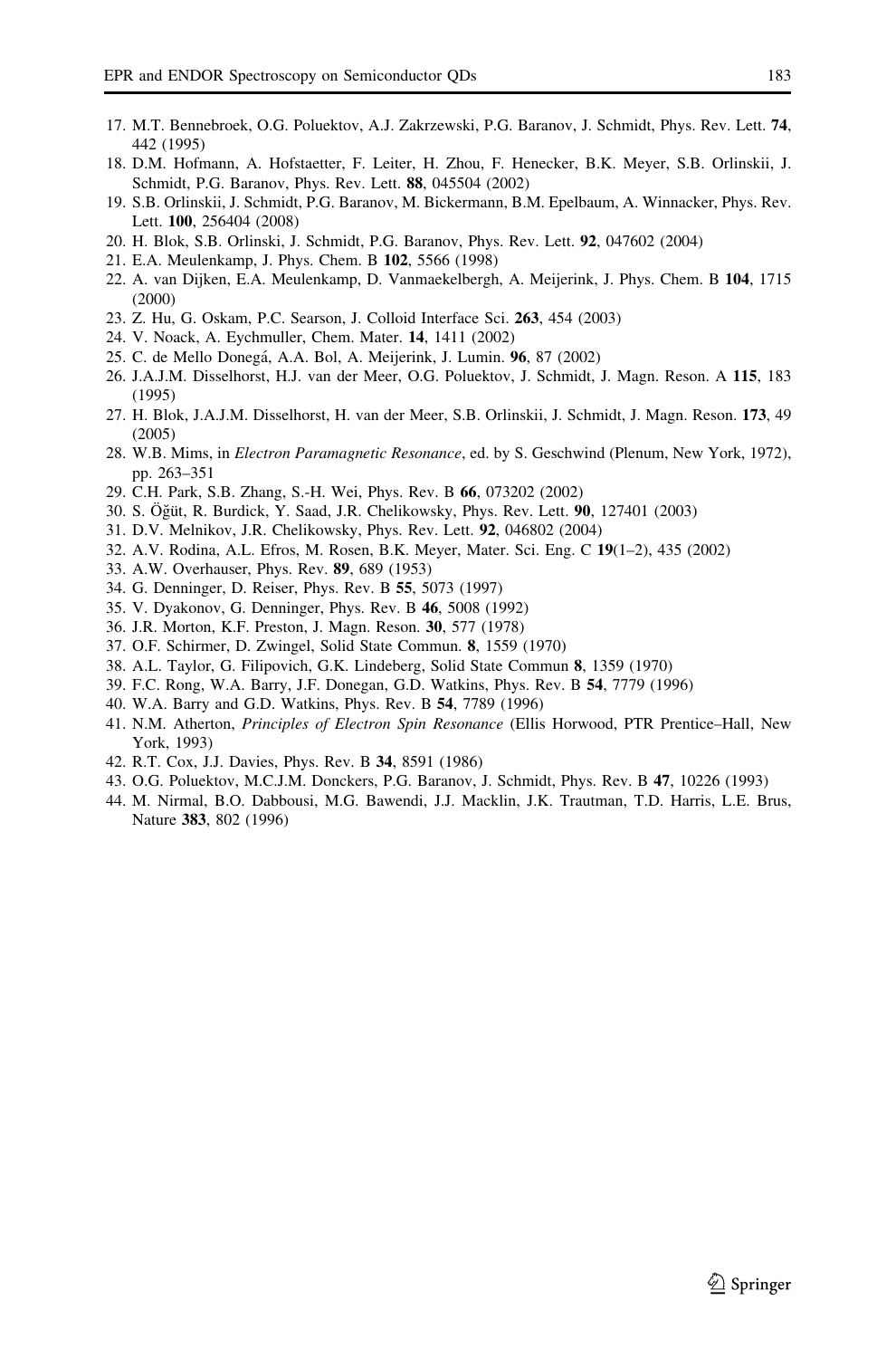17. M.T. Bennebroek, O.G. Poluektov, A.J. Zakrzewski, P.G. Baranov, J. Schmidt, Phys. Rev. Lett. **74**, 442 (1995)
18. D.M. Hofmann, A. Hofstaetter, F. Leiter, H. Zhou, F. Henecker, B.K. Meyer, S.B. Orlinskii, J. Schmidt, P.G. Baranov, Phys. Rev. Lett. **88**, 045504 (2002)
19. S.B. Orlinskii, J. Schmidt, P.G. Baranov, M. Bickermann, B.M. Epelbaum, A. Winnacker, Phys. Rev. Lett. **100**, 256404 (2008)
20. H. Blok, S.B. Orlinski, J. Schmidt, P.G. Baranov, Phys. Rev. Lett. **92**, 047602 (2004)
21. E.A. Meulenkamp, J. Phys. Chem. B **102**, 5566 (1998)
22. A. van Dijken, E.A. Meulenkamp, D. Vanmaekelbergh, A. Meijerink, J. Phys. Chem. B **104**, 1715 (2000)
23. Z. Hu, G. Oskam, P.C. Searson, J. Colloid Interface Sci. **263**, 454 (2003)
24. V. Noack, A. Eychmuller, Chem. Mater. **14**, 1411 (2002)
25. C. de Mello Donegá, A.A. Bol, A. Meijerink, J. Lumin. **96**, 87 (2002)
26. J.A.J.M. Disselhorst, H.J. van der Meer, O.G. Poluektov, J. Schmidt, J. Magn. Reson. A **115**, 183 (1995)
27. H. Blok, J.A.J.M. Disselhorst, H. van der Meer, S.B. Orlinskii, J. Schmidt, J. Magn. Reson. **173**, 49 (2005)
28. W.B. Mims, in *Electron Paramagnetic Resonance*, ed. by S. Geschwind (Plenum, New York, 1972), pp. 263–351
29. C.H. Park, S.B. Zhang, S.-H. Wei, Phys. Rev. B **66**, 073202 (2002)
30. S. Öğüt, R. Burdick, Y. Saad, J.R. Chelikowsky, Phys. Rev. Lett. **90**, 127401 (2003)
31. D.V. Melnikov, J.R. Chelikowsky, Phys. Rev. Lett. **92**, 046802 (2004)
32. A.V. Rodina, A.L. Efros, M. Rosen, B.K. Meyer, Mater. Sci. Eng. C **19**(1–2), 435 (2002)
33. A.W. Overhauser, Phys. Rev. **89**, 689 (1953)
34. G. Denninger, D. Reiser, Phys. Rev. B **55**, 5073 (1997)
35. V. Dyakonov, G. Denninger, Phys. Rev. B **46**, 5008 (1992)
36. J.R. Morton, K.F. Preston, J. Magn. Reson. **30**, 577 (1978)
37. O.F. Schirmer, D. Zwingel, Solid State Commun. **8**, 1559 (1970)
38. A.L. Taylor, G. Filipovich, G.K. Lindeberg, Solid State Commun **8**, 1359 (1970)
39. F.C. Rong, W.A. Barry, J.F. Donegan, G.D. Watkins, Phys. Rev. B **54**, 7779 (1996)
40. W.A. Barry and G.D. Watkins, Phys. Rev. B **54**, 7789 (1996)
41. N.M. Atherton, *Principles of Electron Spin Resonance* (Ellis Horwood, PTR Prentice–Hall, New York, 1993)
42. R.T. Cox, J.J. Davies, Phys. Rev. B **34**, 8591 (1986)
43. O.G. Poluektov, M.C.J.M. Donckers, P.G. Baranov, J. Schmidt, Phys. Rev. B **47**, 10226 (1993)
44. M. Nirmal, B.O. Dabbousi, M.G. Bawendi, J.J. Macklin, J.K. Trautman, T.D. Harris, L.E. Brus, Nature **383**, 802 (1996)